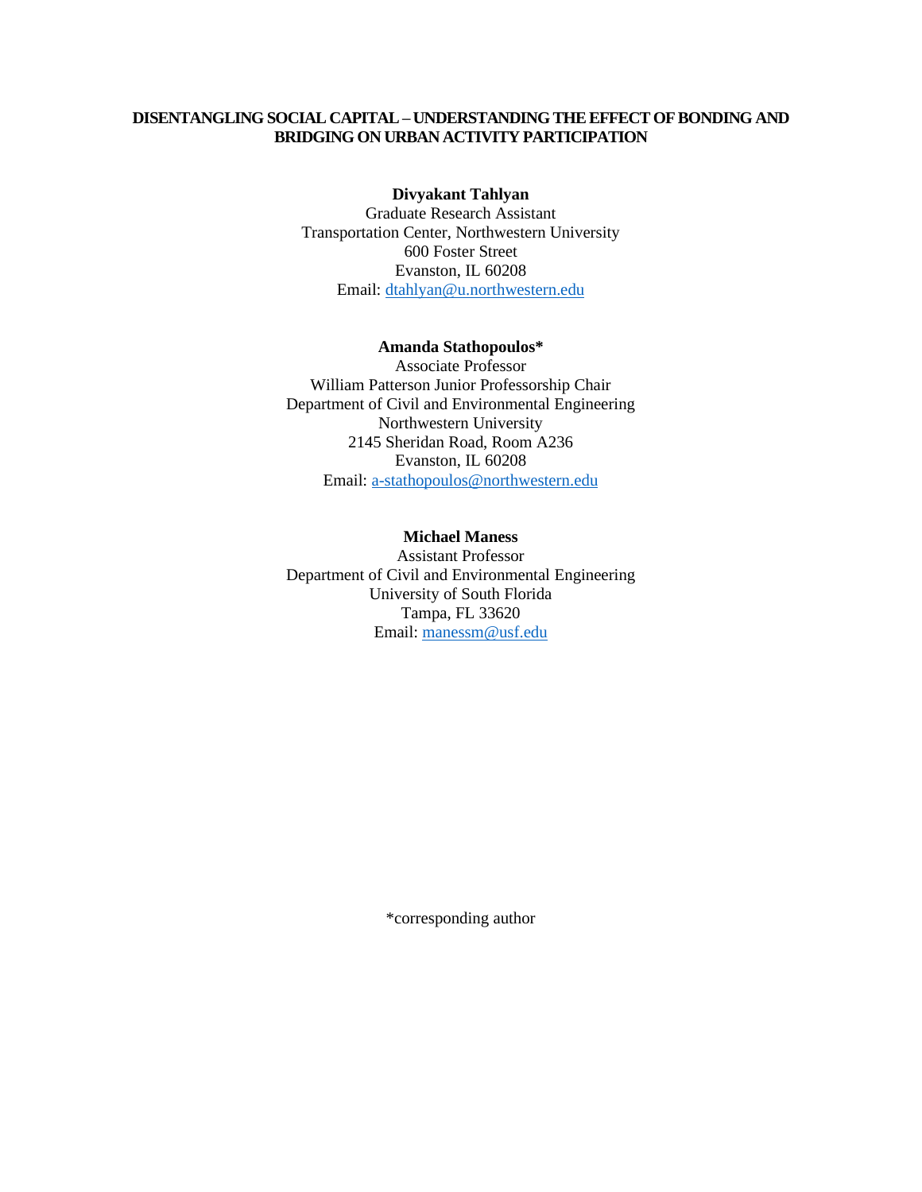# DISENTANGLING SOCIAL CAPITAL – UNDERSTANDING THE EFFECT OF BONDING AND BRIDGING ON URBAN ACTIVITY PARTICIPATION

**Divyakant Tahlyan**
Graduate Research Assistant
Transportation Center, Northwestern University
600 Foster Street
Evanston, IL 60208
Email: dtahlyan@u.northwestern.edu

**Amanda Stathopoulos***
Associate Professor
William Patterson Junior Professorship Chair
Department of Civil and Environmental Engineering
Northwestern University
2145 Sheridan Road, Room A236
Evanston, IL 60208
Email: a-stathopoulos@northwestern.edu

**Michael Maness**
Assistant Professor
Department of Civil and Environmental Engineering
University of South Florida
Tampa, FL 33620
Email: manessm@usf.edu

*corresponding author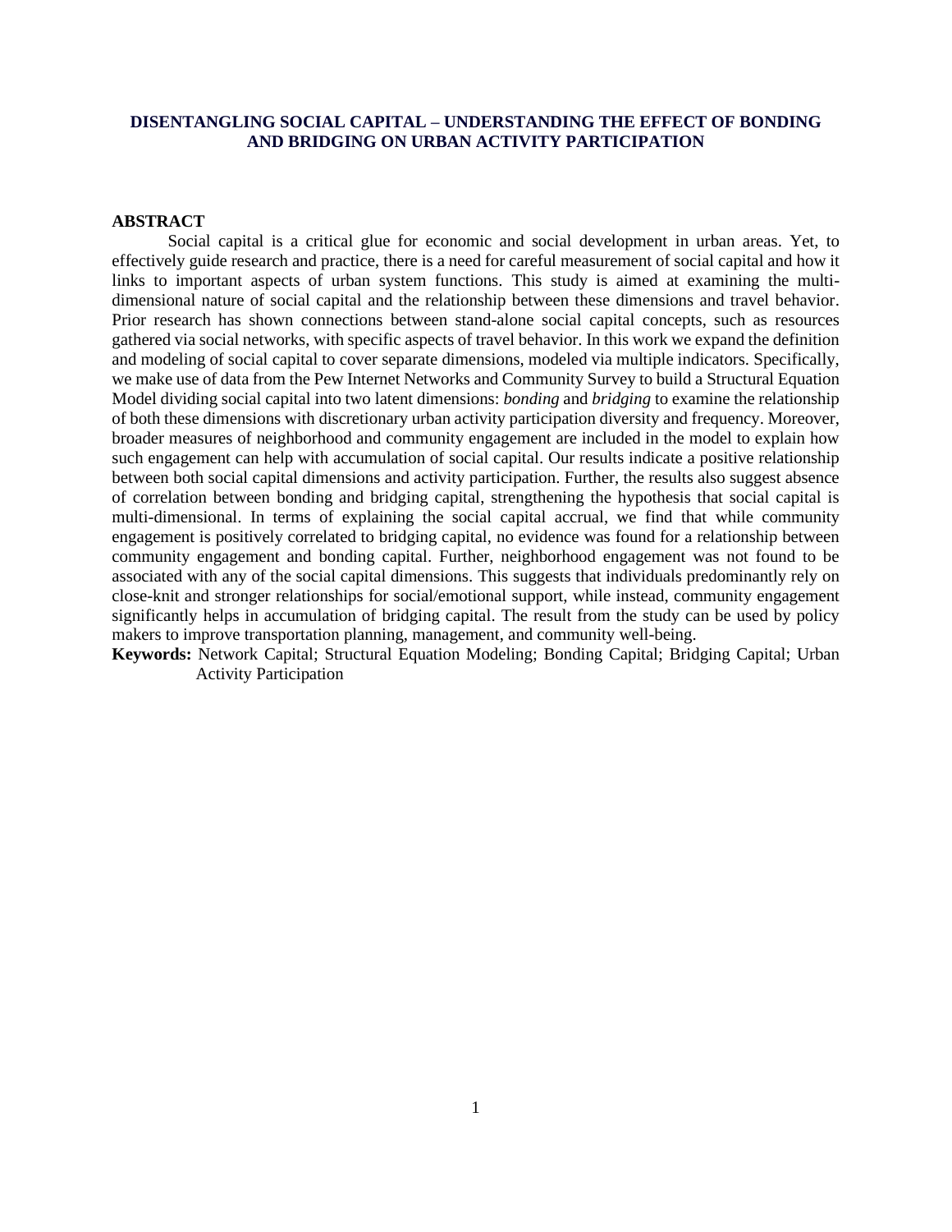# DISENTANGLING SOCIAL CAPITAL – UNDERSTANDING THE EFFECT OF BONDING AND BRIDGING ON URBAN ACTIVITY PARTICIPATION

## ABSTRACT

Social capital is a critical glue for economic and social development in urban areas. Yet, to effectively guide research and practice, there is a need for careful measurement of social capital and how it links to important aspects of urban system functions. This study is aimed at examining the multi-dimensional nature of social capital and the relationship between these dimensions and travel behavior. Prior research has shown connections between stand-alone social capital concepts, such as resources gathered via social networks, with specific aspects of travel behavior. In this work we expand the definition and modeling of social capital to cover separate dimensions, modeled via multiple indicators. Specifically, we make use of data from the Pew Internet Networks and Community Survey to build a Structural Equation Model dividing social capital into two latent dimensions: *bonding* and *bridging* to examine the relationship of both these dimensions with discretionary urban activity participation diversity and frequency. Moreover, broader measures of neighborhood and community engagement are included in the model to explain how such engagement can help with accumulation of social capital. Our results indicate a positive relationship between both social capital dimensions and activity participation. Further, the results also suggest absence of correlation between bonding and bridging capital, strengthening the hypothesis that social capital is multi-dimensional. In terms of explaining the social capital accrual, we find that while community engagement is positively correlated to bridging capital, no evidence was found for a relationship between community engagement and bonding capital. Further, neighborhood engagement was not found to be associated with any of the social capital dimensions. This suggests that individuals predominantly rely on close-knit and stronger relationships for social/emotional support, while instead, community engagement significantly helps in accumulation of bridging capital. The result from the study can be used by policy makers to improve transportation planning, management, and community well-being.

**Keywords:** Network Capital; Structural Equation Modeling; Bonding Capital; Bridging Capital; Urban Activity Participation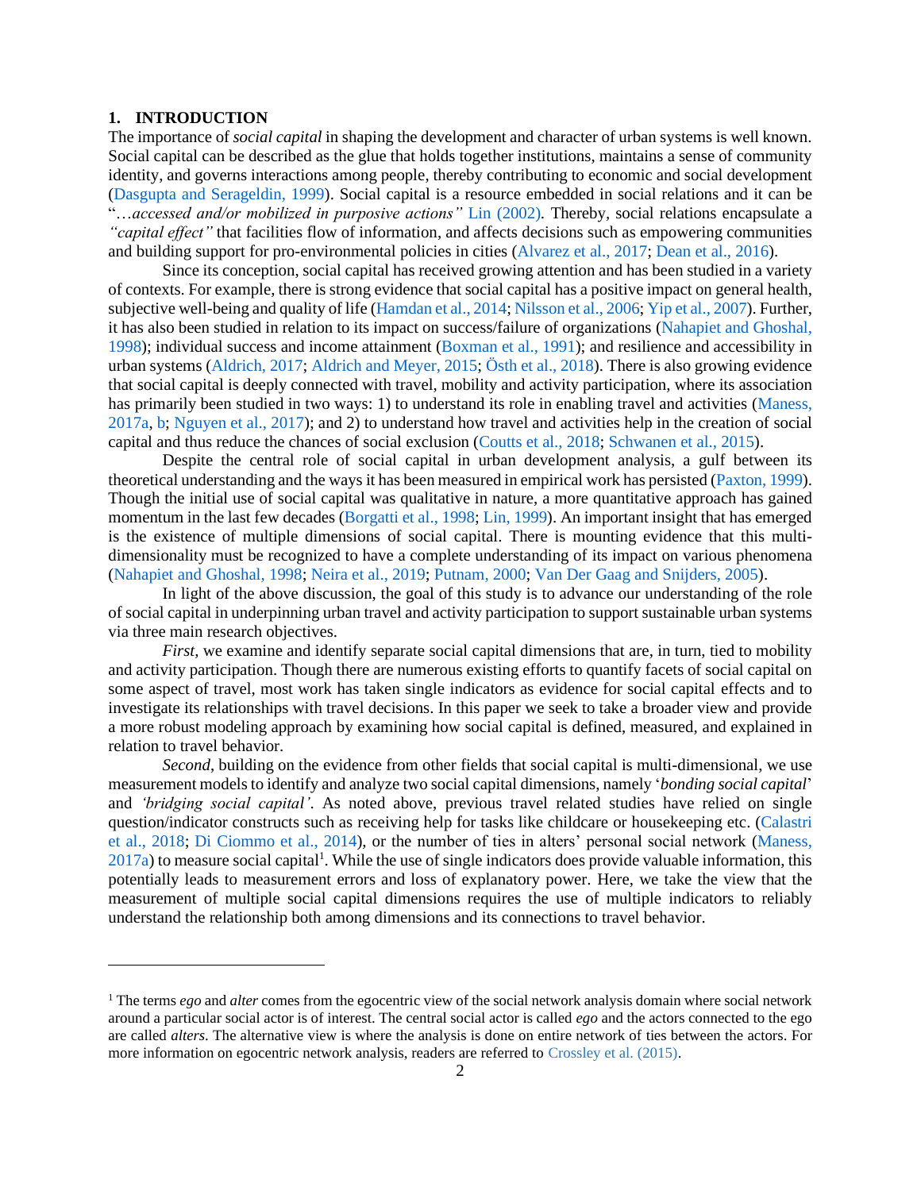## 1. INTRODUCTION

The importance of *social capital* in shaping the development and character of urban systems is well known. Social capital can be described as the glue that holds together institutions, maintains a sense of community identity, and governs interactions among people, thereby contributing to economic and social development (Dasgupta and Serageldin, 1999). Social capital is a resource embedded in social relations and it can be "*…accessed and/or mobilized in purposive actions"* Lin (2002). Thereby, social relations encapsulate a *"capital effect"* that facilities flow of information, and affects decisions such as empowering communities and building support for pro-environmental policies in cities (Alvarez et al., 2017; Dean et al., 2016).

Since its conception, social capital has received growing attention and has been studied in a variety of contexts. For example, there is strong evidence that social capital has a positive impact on general health, subjective well-being and quality of life (Hamdan et al., 2014; Nilsson et al., 2006; Yip et al., 2007). Further, it has also been studied in relation to its impact on success/failure of organizations (Nahapiet and Ghoshal, 1998); individual success and income attainment (Boxman et al., 1991); and resilience and accessibility in urban systems (Aldrich, 2017; Aldrich and Meyer, 2015; Östh et al., 2018). There is also growing evidence that social capital is deeply connected with travel, mobility and activity participation, where its association has primarily been studied in two ways: 1) to understand its role in enabling travel and activities (Maness, 2017a, b; Nguyen et al., 2017); and 2) to understand how travel and activities help in the creation of social capital and thus reduce the chances of social exclusion (Coutts et al., 2018; Schwanen et al., 2015).

Despite the central role of social capital in urban development analysis, a gulf between its theoretical understanding and the ways it has been measured in empirical work has persisted (Paxton, 1999). Though the initial use of social capital was qualitative in nature, a more quantitative approach has gained momentum in the last few decades (Borgatti et al., 1998; Lin, 1999). An important insight that has emerged is the existence of multiple dimensions of social capital. There is mounting evidence that this multi-dimensionality must be recognized to have a complete understanding of its impact on various phenomena (Nahapiet and Ghoshal, 1998; Neira et al., 2019; Putnam, 2000; Van Der Gaag and Snijders, 2005).

In light of the above discussion, the goal of this study is to advance our understanding of the role of social capital in underpinning urban travel and activity participation to support sustainable urban systems via three main research objectives.

*First,* we examine and identify separate social capital dimensions that are, in turn, tied to mobility and activity participation. Though there are numerous existing efforts to quantify facets of social capital on some aspect of travel, most work has taken single indicators as evidence for social capital effects and to investigate its relationships with travel decisions. In this paper we seek to take a broader view and provide a more robust modeling approach by examining how social capital is defined, measured, and explained in relation to travel behavior.

*Second,* building on the evidence from other fields that social capital is multi-dimensional, we use measurement models to identify and analyze two social capital dimensions, namely '*bonding social capital*' and *'bridging social capital'*. As noted above, previous travel related studies have relied on single question/indicator constructs such as receiving help for tasks like childcare or housekeeping etc. (Calastri et al., 2018; Di Ciommo et al., 2014), or the number of ties in alters' personal social network (Maness, 2017a) to measure social capital[1]. While the use of single indicators does provide valuable information, this potentially leads to measurement errors and loss of explanatory power. Here, we take the view that the measurement of multiple social capital dimensions requires the use of multiple indicators to reliably understand the relationship both among dimensions and its connections to travel behavior.

---

[1] The terms *ego* and *alter* comes from the egocentric view of the social network analysis domain where social network around a particular social actor is of interest. The central social actor is called *ego* and the actors connected to the ego are called *alters*. The alternative view is where the analysis is done on entire network of ties between the actors. For more information on egocentric network analysis, readers are referred to Crossley et al. (2015).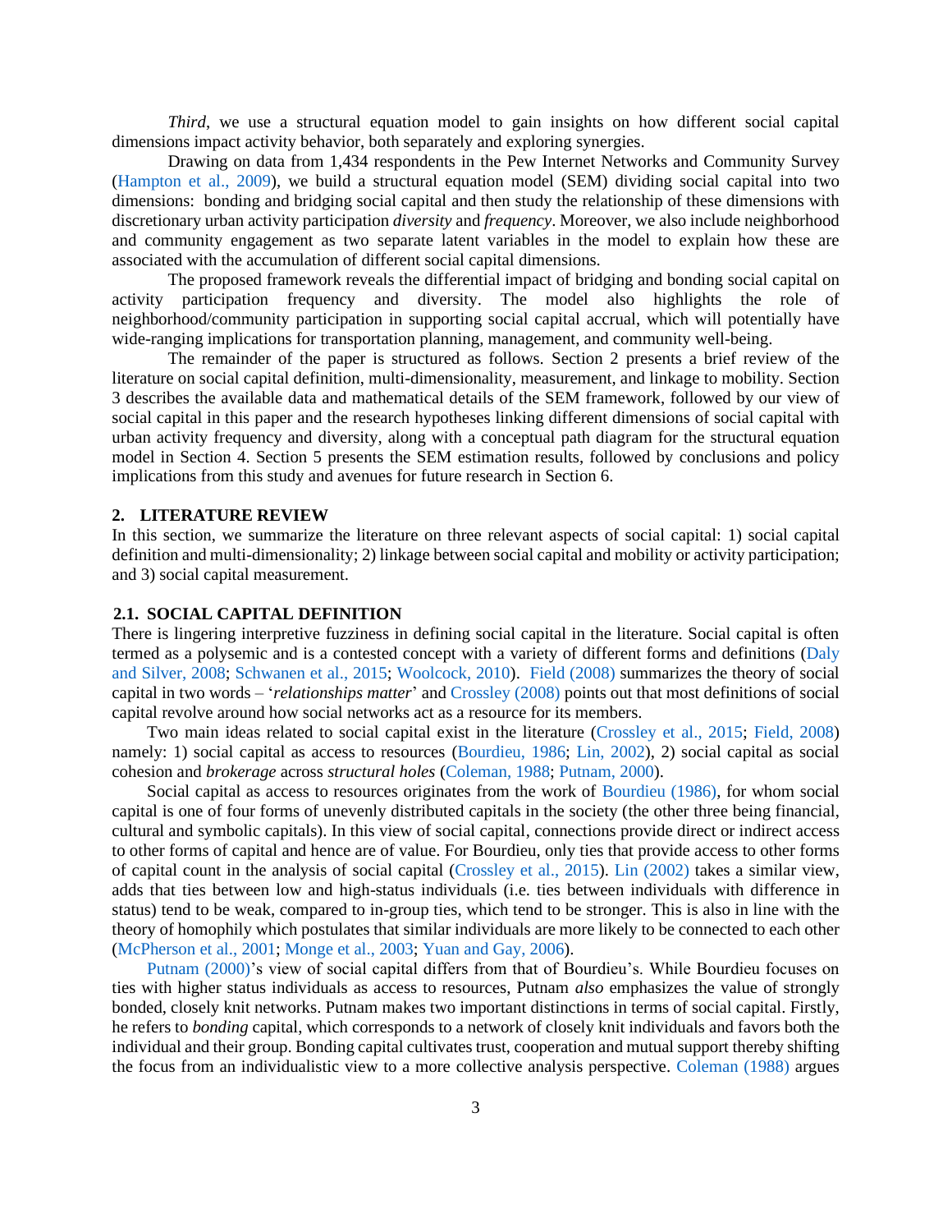*Third*, we use a structural equation model to gain insights on how different social capital dimensions impact activity behavior, both separately and exploring synergies.

Drawing on data from 1,434 respondents in the Pew Internet Networks and Community Survey (Hampton et al., 2009), we build a structural equation model (SEM) dividing social capital into two dimensions: bonding and bridging social capital and then study the relationship of these dimensions with discretionary urban activity participation *diversity* and *frequency*. Moreover, we also include neighborhood and community engagement as two separate latent variables in the model to explain how these are associated with the accumulation of different social capital dimensions.

The proposed framework reveals the differential impact of bridging and bonding social capital on activity participation frequency and diversity. The model also highlights the role of neighborhood/community participation in supporting social capital accrual, which will potentially have wide-ranging implications for transportation planning, management, and community well-being.

The remainder of the paper is structured as follows. Section 2 presents a brief review of the literature on social capital definition, multi-dimensionality, measurement, and linkage to mobility. Section 3 describes the available data and mathematical details of the SEM framework, followed by our view of social capital in this paper and the research hypotheses linking different dimensions of social capital with urban activity frequency and diversity, along with a conceptual path diagram for the structural equation model in Section 4. Section 5 presents the SEM estimation results, followed by conclusions and policy implications from this study and avenues for future research in Section 6.

## 2. LITERATURE REVIEW

In this section, we summarize the literature on three relevant aspects of social capital: 1) social capital definition and multi-dimensionality; 2) linkage between social capital and mobility or activity participation; and 3) social capital measurement.

### 2.1. SOCIAL CAPITAL DEFINITION

There is lingering interpretive fuzziness in defining social capital in the literature. Social capital is often termed as a polysemic and is a contested concept with a variety of different forms and definitions (Daly and Silver, 2008; Schwanen et al., 2015; Woolcock, 2010). Field (2008) summarizes the theory of social capital in two words – '*relationships matter*' and Crossley (2008) points out that most definitions of social capital revolve around how social networks act as a resource for its members.

Two main ideas related to social capital exist in the literature (Crossley et al., 2015; Field, 2008) namely: 1) social capital as access to resources (Bourdieu, 1986; Lin, 2002), 2) social capital as social cohesion and *brokerage* across *structural holes* (Coleman, 1988; Putnam, 2000).

Social capital as access to resources originates from the work of Bourdieu (1986), for whom social capital is one of four forms of unevenly distributed capitals in the society (the other three being financial, cultural and symbolic capitals). In this view of social capital, connections provide direct or indirect access to other forms of capital and hence are of value. For Bourdieu, only ties that provide access to other forms of capital count in the analysis of social capital (Crossley et al., 2015). Lin (2002) takes a similar view, adds that ties between low and high-status individuals (i.e. ties between individuals with difference in status) tend to be weak, compared to in-group ties, which tend to be stronger. This is also in line with the theory of homophily which postulates that similar individuals are more likely to be connected to each other (McPherson et al., 2001; Monge et al., 2003; Yuan and Gay, 2006).

Putnam (2000)'s view of social capital differs from that of Bourdieu's. While Bourdieu focuses on ties with higher status individuals as access to resources, Putnam *also* emphasizes the value of strongly bonded, closely knit networks. Putnam makes two important distinctions in terms of social capital. Firstly, he refers to *bonding* capital, which corresponds to a network of closely knit individuals and favors both the individual and their group. Bonding capital cultivates trust, cooperation and mutual support thereby shifting the focus from an individualistic view to a more collective analysis perspective. Coleman (1988) argues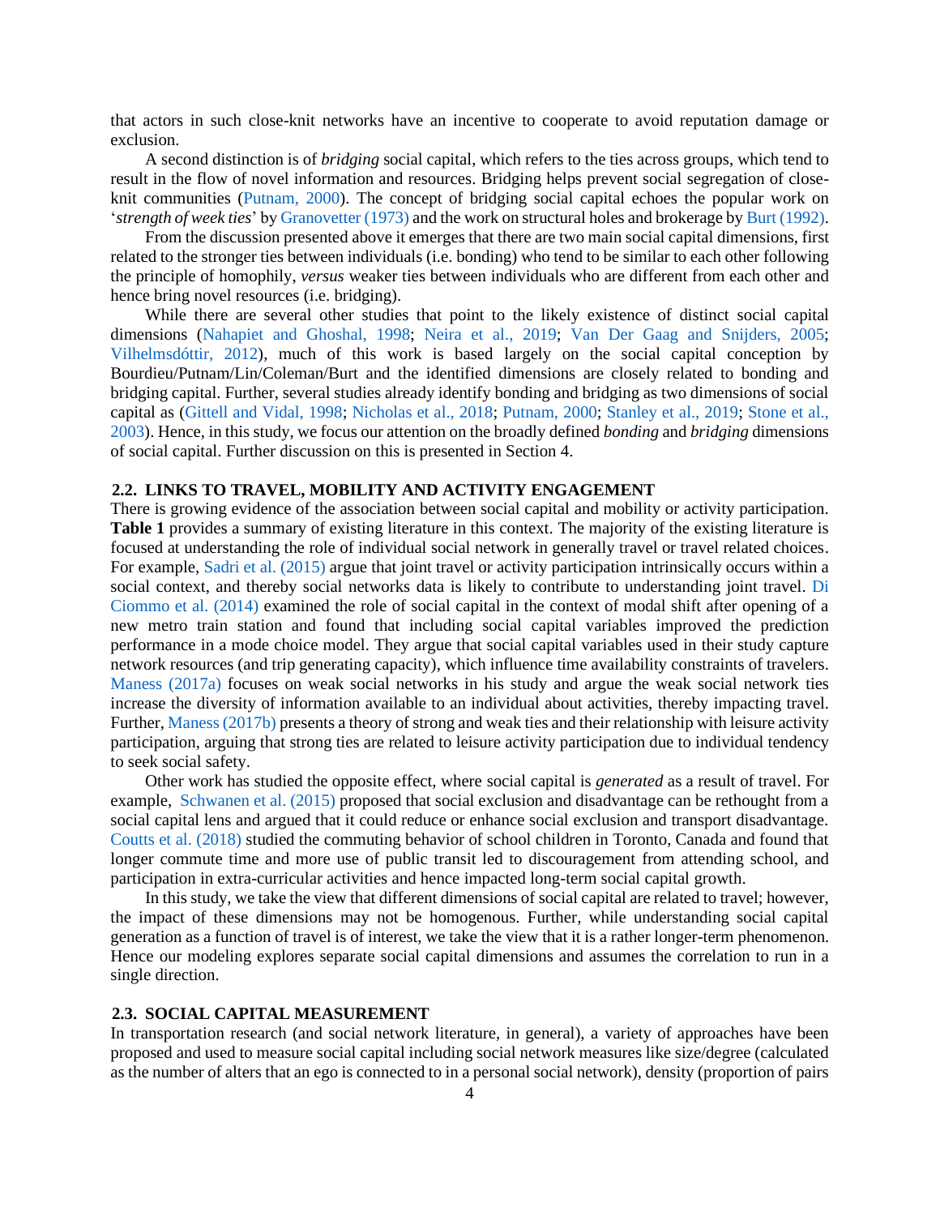that actors in such close-knit networks have an incentive to cooperate to avoid reputation damage or exclusion.

A second distinction is of *bridging* social capital, which refers to the ties across groups, which tend to result in the flow of novel information and resources. Bridging helps prevent social segregation of close-knit communities (Putnam, 2000). The concept of bridging social capital echoes the popular work on '*strength of week ties*' by Granovetter (1973) and the work on structural holes and brokerage by Burt (1992).

From the discussion presented above it emerges that there are two main social capital dimensions, first related to the stronger ties between individuals (i.e. bonding) who tend to be similar to each other following the principle of homophily, *versus* weaker ties between individuals who are different from each other and hence bring novel resources (i.e. bridging).

While there are several other studies that point to the likely existence of distinct social capital dimensions (Nahapiet and Ghoshal, 1998; Neira et al., 2019; Van Der Gaag and Snijders, 2005; Vilhelmsdóttir, 2012), much of this work is based largely on the social capital conception by Bourdieu/Putnam/Lin/Coleman/Burt and the identified dimensions are closely related to bonding and bridging capital. Further, several studies already identify bonding and bridging as two dimensions of social capital as (Gittell and Vidal, 1998; Nicholas et al., 2018; Putnam, 2000; Stanley et al., 2019; Stone et al., 2003). Hence, in this study, we focus our attention on the broadly defined *bonding* and *bridging* dimensions of social capital. Further discussion on this is presented in Section 4.

### 2.2. LINKS TO TRAVEL, MOBILITY AND ACTIVITY ENGAGEMENT

There is growing evidence of the association between social capital and mobility or activity participation. **Table 1** provides a summary of existing literature in this context. The majority of the existing literature is focused at understanding the role of individual social network in generally travel or travel related choices. For example, Sadri et al. (2015) argue that joint travel or activity participation intrinsically occurs within a social context, and thereby social networks data is likely to contribute to understanding joint travel. Di Ciommo et al. (2014) examined the role of social capital in the context of modal shift after opening of a new metro train station and found that including social capital variables improved the prediction performance in a mode choice model. They argue that social capital variables used in their study capture network resources (and trip generating capacity), which influence time availability constraints of travelers. Maness (2017a) focuses on weak social networks in his study and argue the weak social network ties increase the diversity of information available to an individual about activities, thereby impacting travel. Further, Maness (2017b) presents a theory of strong and weak ties and their relationship with leisure activity participation, arguing that strong ties are related to leisure activity participation due to individual tendency to seek social safety.

Other work has studied the opposite effect, where social capital is *generated* as a result of travel. For example, Schwanen et al. (2015) proposed that social exclusion and disadvantage can be rethought from a social capital lens and argued that it could reduce or enhance social exclusion and transport disadvantage. Coutts et al. (2018) studied the commuting behavior of school children in Toronto, Canada and found that longer commute time and more use of public transit led to discouragement from attending school, and participation in extra-curricular activities and hence impacted long-term social capital growth.

In this study, we take the view that different dimensions of social capital are related to travel; however, the impact of these dimensions may not be homogenous. Further, while understanding social capital generation as a function of travel is of interest, we take the view that it is a rather longer-term phenomenon. Hence our modeling explores separate social capital dimensions and assumes the correlation to run in a single direction.

### 2.3. SOCIAL CAPITAL MEASUREMENT

In transportation research (and social network literature, in general), a variety of approaches have been proposed and used to measure social capital including social network measures like size/degree (calculated as the number of alters that an ego is connected to in a personal social network), density (proportion of pairs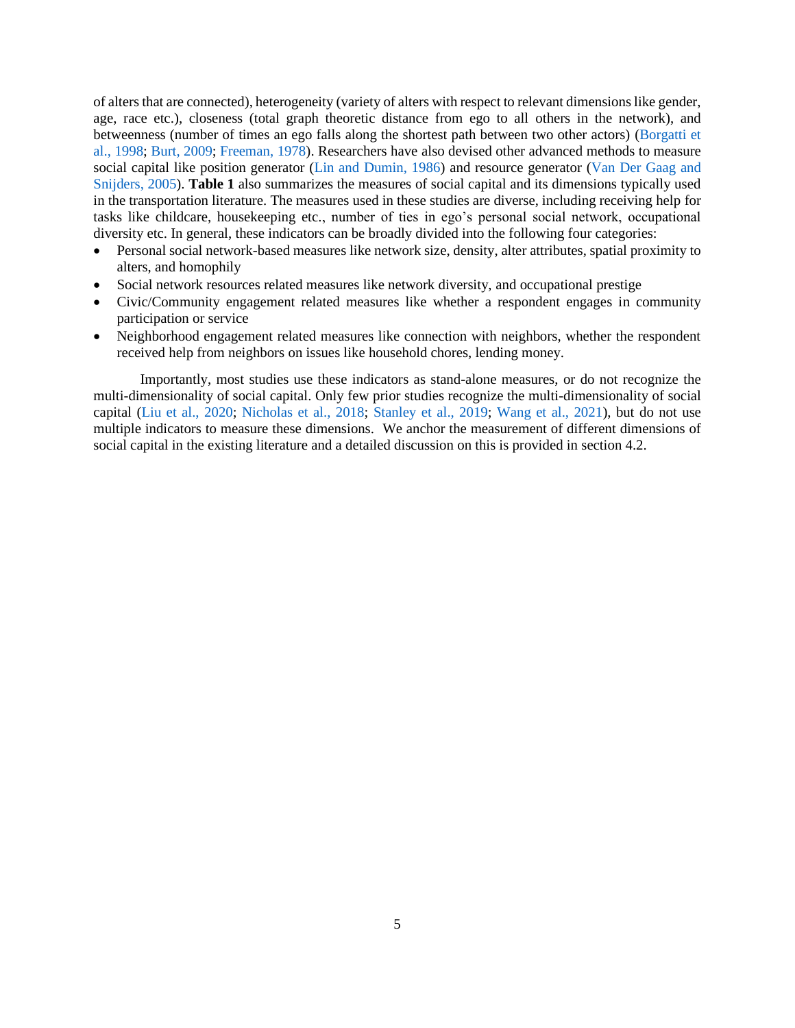of alters that are connected), heterogeneity (variety of alters with respect to relevant dimensions like gender, age, race etc.), closeness (total graph theoretic distance from ego to all others in the network), and betweenness (number of times an ego falls along the shortest path between two other actors) (Borgatti et al., 1998; Burt, 2009; Freeman, 1978). Researchers have also devised other advanced methods to measure social capital like position generator (Lin and Dumin, 1986) and resource generator (Van Der Gaag and Snijders, 2005). **Table 1** also summarizes the measures of social capital and its dimensions typically used in the transportation literature. The measures used in these studies are diverse, including receiving help for tasks like childcare, housekeeping etc., number of ties in ego's personal social network, occupational diversity etc. In general, these indicators can be broadly divided into the following four categories:

- Personal social network-based measures like network size, density, alter attributes, spatial proximity to alters, and homophily
- Social network resources related measures like network diversity, and occupational prestige
- Civic/Community engagement related measures like whether a respondent engages in community participation or service
- Neighborhood engagement related measures like connection with neighbors, whether the respondent received help from neighbors on issues like household chores, lending money.

Importantly, most studies use these indicators as stand-alone measures, or do not recognize the multi-dimensionality of social capital. Only few prior studies recognize the multi-dimensionality of social capital (Liu et al., 2020; Nicholas et al., 2018; Stanley et al., 2019; Wang et al., 2021), but do not use multiple indicators to measure these dimensions. We anchor the measurement of different dimensions of social capital in the existing literature and a detailed discussion on this is provided in section 4.2.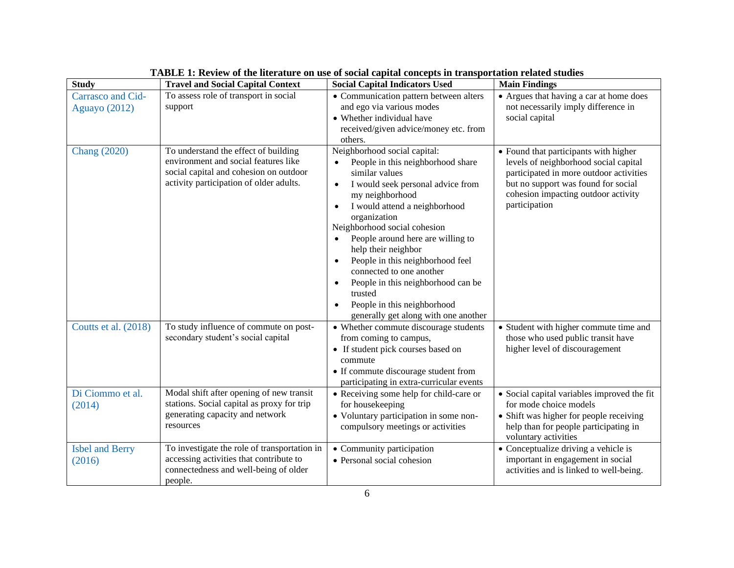**TABLE 1: Review of the literature on use of social capital concepts in transportation related studies**

| Study | Travel and Social Capital Context | Social Capital Indicators Used | Main Findings |
|---|---|---|---|
| Carrasco and Cid-Aguayo (2012) | To assess role of transport in social support | • Communication pattern between alters and ego via various modes<br>• Whether individual have received/given advice/money etc. from others. | • Argues that having a car at home does not necessarily imply difference in social capital |
| Chang (2020) | To understand the effect of building environment and social features like social capital and cohesion on outdoor activity participation of older adults. | Neighborhood social capital:<br>• People in this neighborhood share similar values<br>• I would seek personal advice from my neighborhood<br>• I would attend a neighborhood organization<br>Neighborhood social cohesion<br>• People around here are willing to help their neighbor<br>• People in this neighborhood feel connected to one another<br>• People in this neighborhood can be trusted<br>• People in this neighborhood generally get along with one another | • Found that participants with higher levels of neighborhood social capital participated in more outdoor activities but no support was found for social cohesion impacting outdoor activity participation |
| Coutts et al. (2018) | To study influence of commute on post-secondary student's social capital | • Whether commute discourage students from coming to campus,<br>• If student pick courses based on commute<br>• If commute discourage student from participating in extra-curricular events | • Student with higher commute time and those who used public transit have higher level of discouragement |
| Di Ciommo et al. (2014) | Modal shift after opening of new transit stations. Social capital as proxy for trip generating capacity and network resources | • Receiving some help for child-care or for housekeeping<br>• Voluntary participation in some non-compulsory meetings or activities | • Social capital variables improved the fit for mode choice models<br>• Shift was higher for people receiving help than for people participating in voluntary activities |
| Isbel and Berry (2016) | To investigate the role of transportation in accessing activities that contribute to connectedness and well-being of older people. | • Community participation<br>• Personal social cohesion | • Conceptualize driving a vehicle is important in engagement in social activities and is linked to well-being. |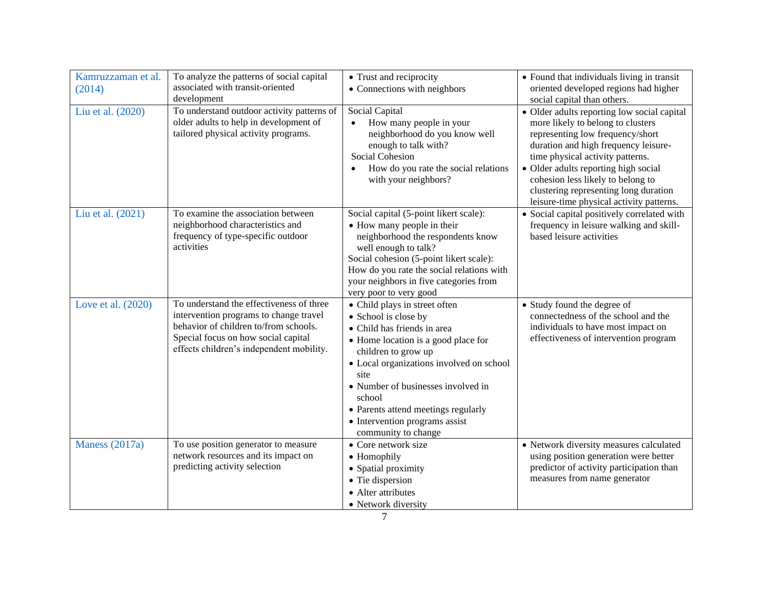| Kamruzzaman et al. (2014) | To analyze the patterns of social capital associated with transit-oriented development | • Trust and reciprocity<br>• Connections with neighbors | • Found that individuals living in transit oriented developed regions had higher social capital than others. |
|---|---|---|---|
| Liu et al. (2020) | To understand outdoor activity patterns of older adults to help in development of tailored physical activity programs. | Social Capital<br>• How many people in your neighborhood do you know well enough to talk with?<br>Social Cohesion<br>• How do you rate the social relations with your neighbors? | • Older adults reporting low social capital more likely to belong to clusters representing low frequency/short duration and high frequency leisure-time physical activity patterns.<br>• Older adults reporting high social cohesion less likely to belong to clustering representing long duration leisure-time physical activity patterns. |
| Liu et al. (2021) | To examine the association between neighborhood characteristics and frequency of type-specific outdoor activities | Social capital (5-point likert scale):<br>• How many people in their neighborhood the respondents know well enough to talk?<br>Social cohesion (5-point likert scale): How do you rate the social relations with your neighbors in five categories from very poor to very good | • Social capital positively correlated with frequency in leisure walking and skill-based leisure activities |
| Love et al. (2020) | To understand the effectiveness of three intervention programs to change travel behavior of children to/from schools. Special focus on how social capital effects children's independent mobility. | • Child plays in street often<br>• School is close by<br>• Child has friends in area<br>• Home location is a good place for children to grow up<br>• Local organizations involved on school site<br>• Number of businesses involved in school<br>• Parents attend meetings regularly<br>• Intervention programs assist community to change | • Study found the degree of connectedness of the school and the individuals to have most impact on effectiveness of intervention program |
| Maness (2017a) | To use position generator to measure network resources and its impact on predicting activity selection | • Core network size<br>• Homophily<br>• Spatial proximity<br>• Tie dispersion<br>• Alter attributes<br>• Network diversity | • Network diversity measures calculated using position generation were better predictor of activity participation than measures from name generator |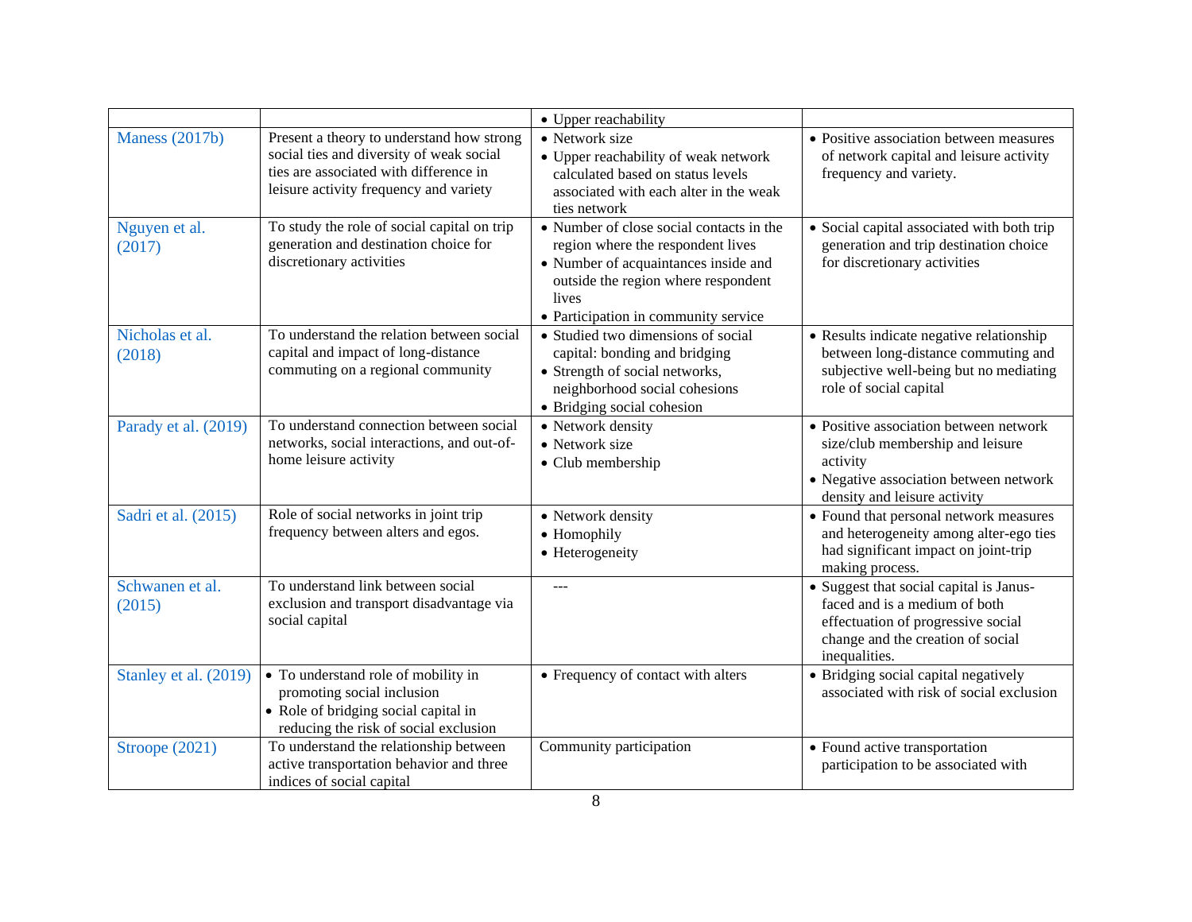| | | • Upper reachability | |
|---|---|---|---|
| Maness (2017b) | Present a theory to understand how strong social ties and diversity of weak social ties are associated with difference in leisure activity frequency and variety | • Network size<br>• Upper reachability of weak network calculated based on status levels associated with each alter in the weak ties network | • Positive association between measures of network capital and leisure activity frequency and variety. |
| Nguyen et al. (2017) | To study the role of social capital on trip generation and destination choice for discretionary activities | • Number of close social contacts in the region where the respondent lives<br>• Number of acquaintances inside and outside the region where respondent lives<br>• Participation in community service | • Social capital associated with both trip generation and trip destination choice for discretionary activities |
| Nicholas et al. (2018) | To understand the relation between social capital and impact of long-distance commuting on a regional community | • Studied two dimensions of social capital: bonding and bridging<br>• Strength of social networks, neighborhood social cohesions<br>• Bridging social cohesion | • Results indicate negative relationship between long-distance commuting and subjective well-being but no mediating role of social capital |
| Parady et al. (2019) | To understand connection between social networks, social interactions, and out-of-home leisure activity | • Network density<br>• Network size<br>• Club membership | • Positive association between network size/club membership and leisure activity<br>• Negative association between network density and leisure activity |
| Sadri et al. (2015) | Role of social networks in joint trip frequency between alters and egos. | • Network density<br>• Homophily<br>• Heterogeneity | • Found that personal network measures and heterogeneity among alter-ego ties had significant impact on joint-trip making process. |
| Schwanen et al. (2015) | To understand link between social exclusion and transport disadvantage via social capital | --- | • Suggest that social capital is Janus-faced and is a medium of both effectuation of progressive social change and the creation of social inequalities. |
| Stanley et al. (2019) | • To understand role of mobility in promoting social inclusion<br>• Role of bridging social capital in reducing the risk of social exclusion | • Frequency of contact with alters | • Bridging social capital negatively associated with risk of social exclusion |
| Stroope (2021) | To understand the relationship between active transportation behavior and three indices of social capital | Community participation | • Found active transportation participation to be associated with |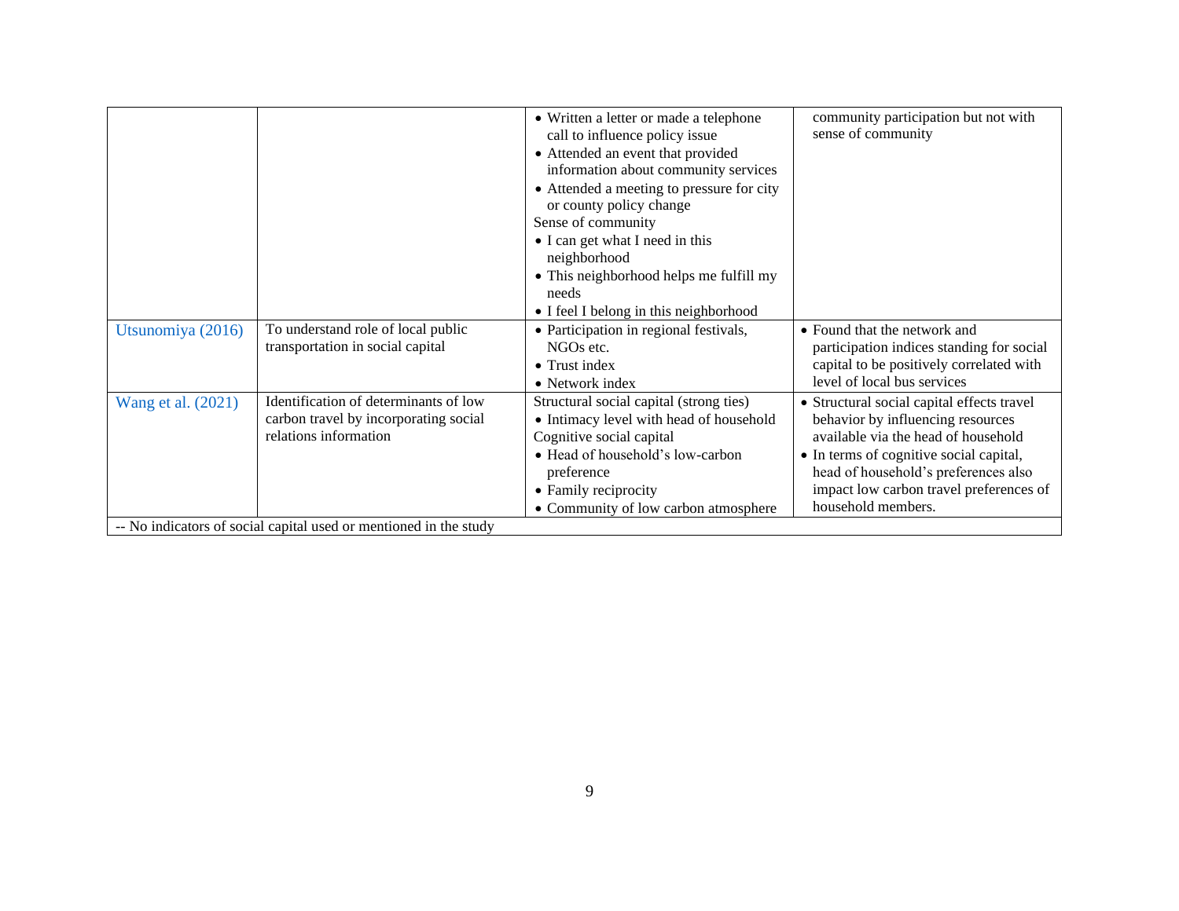| | | | |
|---|---|---|---|
| | | • Written a letter or made a telephone call to influence policy issue<br>• Attended an event that provided information about community services<br>• Attended a meeting to pressure for city or county policy change<br>Sense of community<br>• I can get what I need in this neighborhood<br>• This neighborhood helps me fulfill my needs<br>• I feel I belong in this neighborhood | community participation but not with sense of community |
| Utsunomiya (2016) | To understand role of local public transportation in social capital | • Participation in regional festivals, NGOs etc.<br>• Trust index<br>• Network index | • Found that the network and participation indices standing for social capital to be positively correlated with level of local bus services |
| Wang et al. (2021) | Identification of determinants of low carbon travel by incorporating social relations information | Structural social capital (strong ties)<br>• Intimacy level with head of household<br>Cognitive social capital<br>• Head of household's low-carbon preference<br>• Family reciprocity<br>• Community of low carbon atmosphere | • Structural social capital effects travel behavior by influencing resources available via the head of household<br>• In terms of cognitive social capital, head of household's preferences also impact low carbon travel preferences of household members. |

-- No indicators of social capital used or mentioned in the study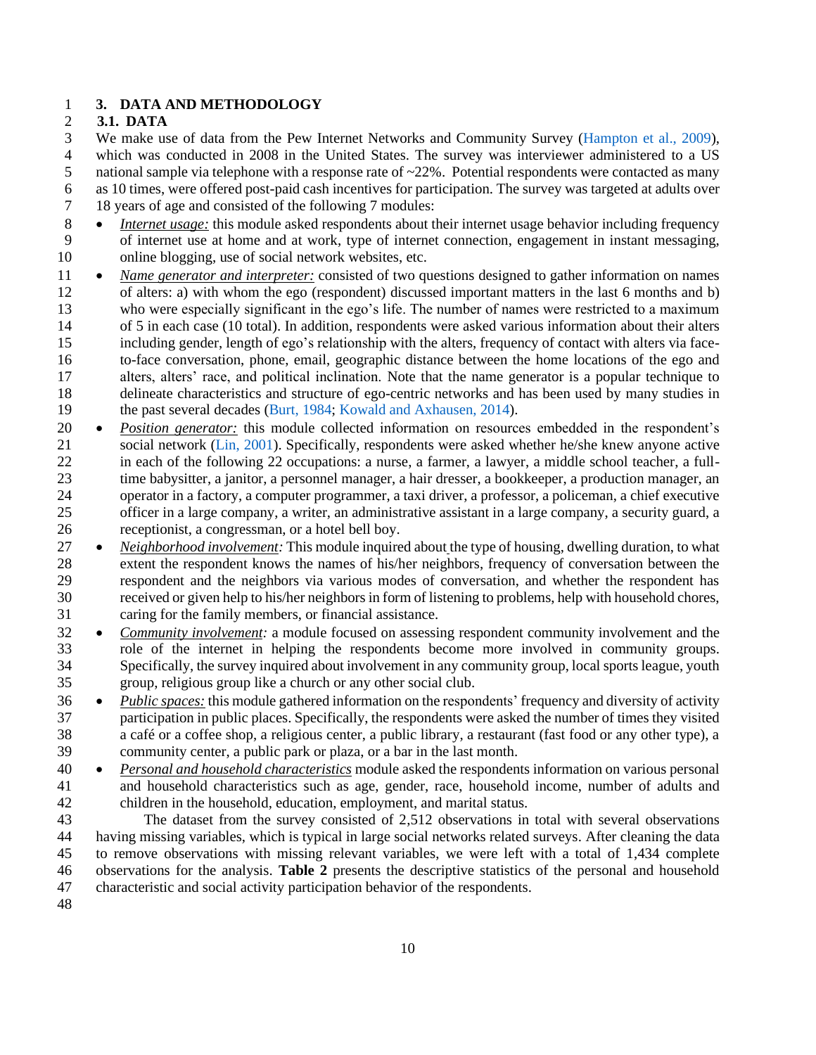## 3. DATA AND METHODOLOGY

### 3.1. DATA

We make use of data from the Pew Internet Networks and Community Survey (Hampton et al., 2009), which was conducted in 2008 in the United States. The survey was interviewer administered to a US national sample via telephone with a response rate of ~22%. Potential respondents were contacted as many as 10 times, were offered post-paid cash incentives for participation. The survey was targeted at adults over 18 years of age and consisted of the following 7 modules:

- *Internet usage:* this module asked respondents about their internet usage behavior including frequency of internet use at home and at work, type of internet connection, engagement in instant messaging, online blogging, use of social network websites, etc.
- *Name generator and interpreter:* consisted of two questions designed to gather information on names of alters: a) with whom the ego (respondent) discussed important matters in the last 6 months and b) who were especially significant in the ego's life. The number of names were restricted to a maximum of 5 in each case (10 total). In addition, respondents were asked various information about their alters including gender, length of ego's relationship with the alters, frequency of contact with alters via face-to-face conversation, phone, email, geographic distance between the home locations of the ego and alters, alters' race, and political inclination. Note that the name generator is a popular technique to delineate characteristics and structure of ego-centric networks and has been used by many studies in the past several decades (Burt, 1984; Kowald and Axhausen, 2014).
- *Position generator:* this module collected information on resources embedded in the respondent's social network (Lin, 2001). Specifically, respondents were asked whether he/she knew anyone active in each of the following 22 occupations: a nurse, a farmer, a lawyer, a middle school teacher, a full-time babysitter, a janitor, a personnel manager, a hair dresser, a bookkeeper, a production manager, an operator in a factory, a computer programmer, a taxi driver, a professor, a policeman, a chief executive officer in a large company, a writer, an administrative assistant in a large company, a security guard, a receptionist, a congressman, or a hotel bell boy.
- *Neighborhood involvement:* This module inquired about the type of housing, dwelling duration, to what extent the respondent knows the names of his/her neighbors, frequency of conversation between the respondent and the neighbors via various modes of conversation, and whether the respondent has received or given help to his/her neighbors in form of listening to problems, help with household chores, caring for the family members, or financial assistance.
- *Community involvement:* a module focused on assessing respondent community involvement and the role of the internet in helping the respondents become more involved in community groups. Specifically, the survey inquired about involvement in any community group, local sports league, youth group, religious group like a church or any other social club.
- *Public spaces:* this module gathered information on the respondents' frequency and diversity of activity participation in public places. Specifically, the respondents were asked the number of times they visited a café or a coffee shop, a religious center, a public library, a restaurant (fast food or any other type), a community center, a public park or plaza, or a bar in the last month.
- *Personal and household characteristics* module asked the respondents information on various personal and household characteristics such as age, gender, race, household income, number of adults and children in the household, education, employment, and marital status.

The dataset from the survey consisted of 2,512 observations in total with several observations having missing variables, which is typical in large social networks related surveys. After cleaning the data to remove observations with missing relevant variables, we were left with a total of 1,434 complete observations for the analysis. **Table 2** presents the descriptive statistics of the personal and household characteristic and social activity participation behavior of the respondents.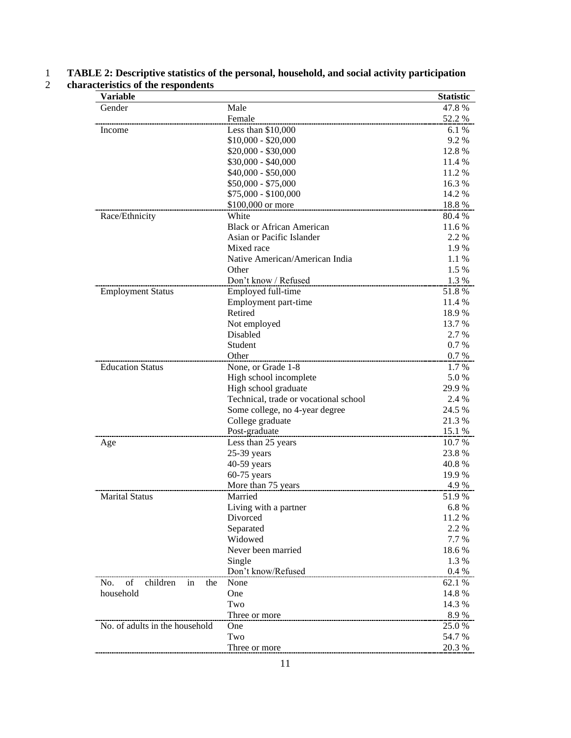**TABLE 2: Descriptive statistics of the personal, household, and social activity participation characteristics of the respondents**

| Variable | | Statistic |
|---|---|---|
| Gender | Male | 47.8 % |
| | Female | 52.2 % |
| Income | Less than $10,000 | 6.1 % |
| | $10,000 - $20,000 | 9.2 % |
| | $20,000 - $30,000 | 12.8 % |
| | $30,000 - $40,000 | 11.4 % |
| | $40,000 - $50,000 | 11.2 % |
| | $50,000 - $75,000 | 16.3 % |
| | $75,000 - $100,000 | 14.2 % |
| | $100,000 or more | 18.8 % |
| Race/Ethnicity | White | 80.4 % |
| | Black or African American | 11.6 % |
| | Asian or Pacific Islander | 2.2 % |
| | Mixed race | 1.9 % |
| | Native American/American India | 1.1 % |
| | Other | 1.5 % |
| | Don't know / Refused | 1.3 % |
| Employment Status | Employed full-time | 51.8 % |
| | Employment part-time | 11.4 % |
| | Retired | 18.9 % |
| | Not employed | 13.7 % |
| | Disabled | 2.7 % |
| | Student | 0.7 % |
| | Other | 0.7 % |
| Education Status | None, or Grade 1-8 | 1.7 % |
| | High school incomplete | 5.0 % |
| | High school graduate | 29.9 % |
| | Technical, trade or vocational school | 2.4 % |
| | Some college, no 4-year degree | 24.5 % |
| | College graduate | 21.3 % |
| | Post-graduate | 15.1 % |
| Age | Less than 25 years | 10.7 % |
| | 25-39 years | 23.8 % |
| | 40-59 years | 40.8 % |
| | 60-75 years | 19.9 % |
| | More than 75 years | 4.9 % |
| Marital Status | Married | 51.9 % |
| | Living with a partner | 6.8 % |
| | Divorced | 11.2 % |
| | Separated | 2.2 % |
| | Widowed | 7.7 % |
| | Never been married | 18.6 % |
| | Single | 1.3 % |
| | Don't know/Refused | 0.4 % |
| No. of children in the household | None | 62.1 % |
| | One | 14.8 % |
| | Two | 14.3 % |
| | Three or more | 8.9 % |
| No. of adults in the household | One | 25.0 % |
| | Two | 54.7 % |
| | Three or more | 20.3 % |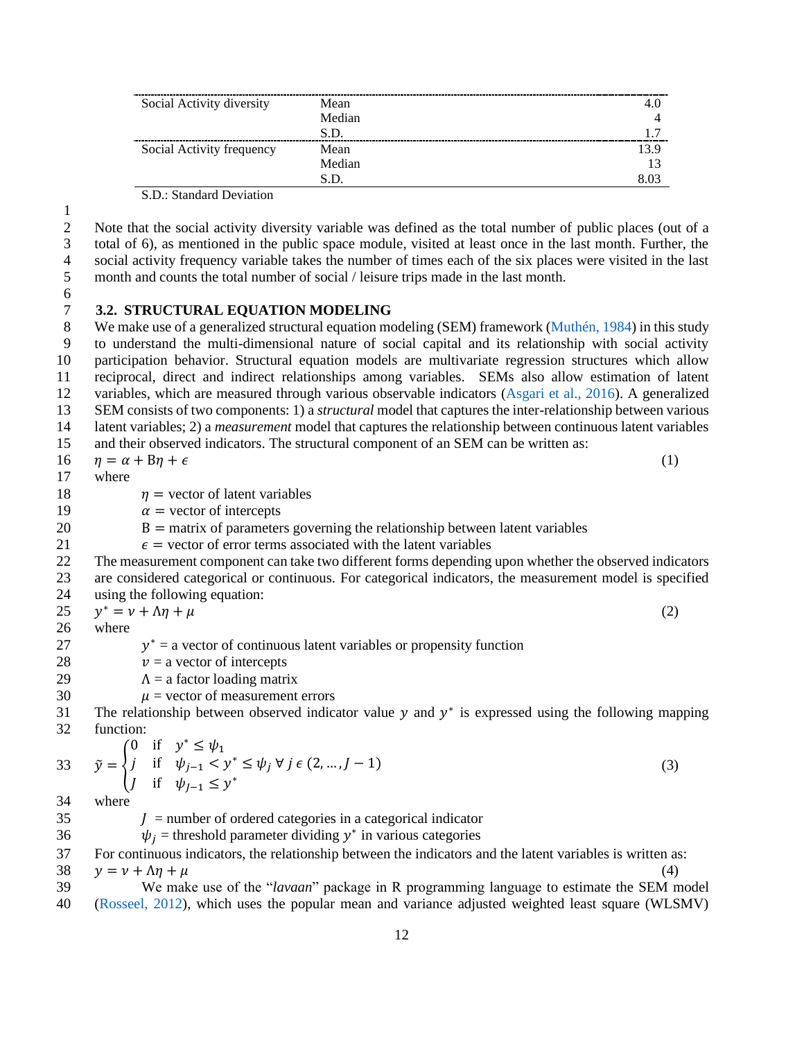| | | |
|---|---|---|
| Social Activity diversity | Mean | 4.0 |
| | Median | 4 |
| | S.D. | 1.7 |
| Social Activity frequency | Mean | 13.9 |
| | Median | 13 |
| | S.D. | 8.03 |

S.D.: Standard Deviation

Note that the social activity diversity variable was defined as the total number of public places (out of a total of 6), as mentioned in the public space module, visited at least once in the last month. Further, the social activity frequency variable takes the number of times each of the six places were visited in the last month and counts the total number of social / leisure trips made in the last month.

### 3.2. STRUCTURAL EQUATION MODELING

We make use of a generalized structural equation modeling (SEM) framework (Muthén, 1984) in this study to understand the multi-dimensional nature of social capital and its relationship with social activity participation behavior. Structural equation models are multivariate regression structures which allow reciprocal, direct and indirect relationships among variables. SEMs also allow estimation of latent variables, which are measured through various observable indicators (Asgari et al., 2016). A generalized SEM consists of two components: 1) a *structural* model that captures the inter-relationship between various latent variables; 2) a *measurement* model that captures the relationship between continuous latent variables and their observed indicators. The structural component of an SEM can be written as:

$$\eta = \alpha + \mathrm{B}\eta + \epsilon \tag{1}$$

where

- $\eta =$ vector of latent variables
- $\alpha =$ vector of intercepts
- $\mathrm{B} =$ matrix of parameters governing the relationship between latent variables
- $\epsilon =$ vector of error terms associated with the latent variables

The measurement component can take two different forms depending upon whether the observed indicators are considered categorical or continuous. For categorical indicators, the measurement model is specified using the following equation:

$$y^* = \nu + \Lambda\eta + \mu \tag{2}$$

where

- $y^*$ = a vector of continuous latent variables or propensity function
- $\nu$ = a vector of intercepts
- $\Lambda$ = a factor loading matrix
- $\mu$ = vector of measurement errors

The relationship between observed indicator value $y$ and $y^*$ is expressed using the following mapping function:

$$\tilde{y} = \begin{cases} 0 & \text{if} \quad y^* \leq \psi_1 \\ j & \text{if} \quad \psi_{j-1} < y^* \leq \psi_j \ \forall \, j \, \epsilon \, (2, \ldots, J-1) \\ J & \text{if} \quad \psi_{J-1} \leq y^* \end{cases} \tag{3}$$

where

- $J$ = number of ordered categories in a categorical indicator
- $\psi_j$ = threshold parameter dividing $y^*$ in various categories

For continuous indicators, the relationship between the indicators and the latent variables is written as:

$$y = \nu + \Lambda\eta + \mu \tag{4}$$

We make use of the "*lavaan*" package in R programming language to estimate the SEM model (Rosseel, 2012), which uses the popular mean and variance adjusted weighted least square (WLSMV)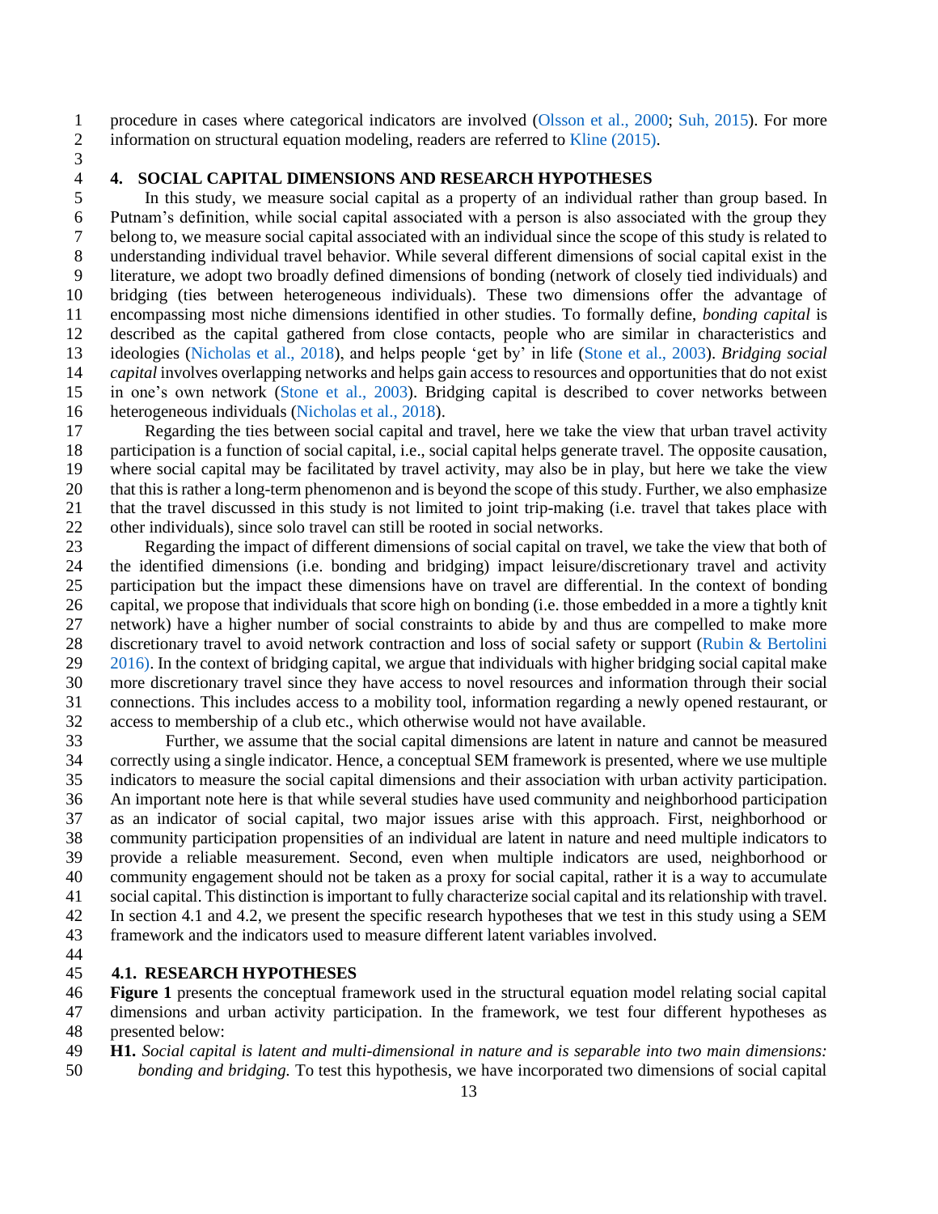procedure in cases where categorical indicators are involved (Olsson et al., 2000; Suh, 2015). For more information on structural equation modeling, readers are referred to Kline (2015).

## 4. SOCIAL CAPITAL DIMENSIONS AND RESEARCH HYPOTHESES

In this study, we measure social capital as a property of an individual rather than group based. In Putnam's definition, while social capital associated with a person is also associated with the group they belong to, we measure social capital associated with an individual since the scope of this study is related to understanding individual travel behavior. While several different dimensions of social capital exist in the literature, we adopt two broadly defined dimensions of bonding (network of closely tied individuals) and bridging (ties between heterogeneous individuals). These two dimensions offer the advantage of encompassing most niche dimensions identified in other studies. To formally define, *bonding capital* is described as the capital gathered from close contacts, people who are similar in characteristics and ideologies (Nicholas et al., 2018), and helps people 'get by' in life (Stone et al., 2003). *Bridging social capital* involves overlapping networks and helps gain access to resources and opportunities that do not exist in one's own network (Stone et al., 2003). Bridging capital is described to cover networks between heterogeneous individuals (Nicholas et al., 2018).

Regarding the ties between social capital and travel, here we take the view that urban travel activity participation is a function of social capital, i.e., social capital helps generate travel. The opposite causation, where social capital may be facilitated by travel activity, may also be in play, but here we take the view that this is rather a long-term phenomenon and is beyond the scope of this study. Further, we also emphasize that the travel discussed in this study is not limited to joint trip-making (i.e. travel that takes place with other individuals), since solo travel can still be rooted in social networks.

Regarding the impact of different dimensions of social capital on travel, we take the view that both of the identified dimensions (i.e. bonding and bridging) impact leisure/discretionary travel and activity participation but the impact these dimensions have on travel are differential. In the context of bonding capital, we propose that individuals that score high on bonding (i.e. those embedded in a more a tightly knit network) have a higher number of social constraints to abide by and thus are compelled to make more discretionary travel to avoid network contraction and loss of social safety or support (Rubin & Bertolini 2016). In the context of bridging capital, we argue that individuals with higher bridging social capital make more discretionary travel since they have access to novel resources and information through their social connections. This includes access to a mobility tool, information regarding a newly opened restaurant, or access to membership of a club etc., which otherwise would not have available.

Further, we assume that the social capital dimensions are latent in nature and cannot be measured correctly using a single indicator. Hence, a conceptual SEM framework is presented, where we use multiple indicators to measure the social capital dimensions and their association with urban activity participation. An important note here is that while several studies have used community and neighborhood participation as an indicator of social capital, two major issues arise with this approach. First, neighborhood or community participation propensities of an individual are latent in nature and need multiple indicators to provide a reliable measurement. Second, even when multiple indicators are used, neighborhood or community engagement should not be taken as a proxy for social capital, rather it is a way to accumulate social capital. This distinction is important to fully characterize social capital and its relationship with travel. In section 4.1 and 4.2, we present the specific research hypotheses that we test in this study using a SEM framework and the indicators used to measure different latent variables involved.

### 4.1. RESEARCH HYPOTHESES

**Figure 1** presents the conceptual framework used in the structural equation model relating social capital dimensions and urban activity participation. In the framework, we test four different hypotheses as presented below:

**H1.** *Social capital is latent and multi-dimensional in nature and is separable into two main dimensions: bonding and bridging.* To test this hypothesis, we have incorporated two dimensions of social capital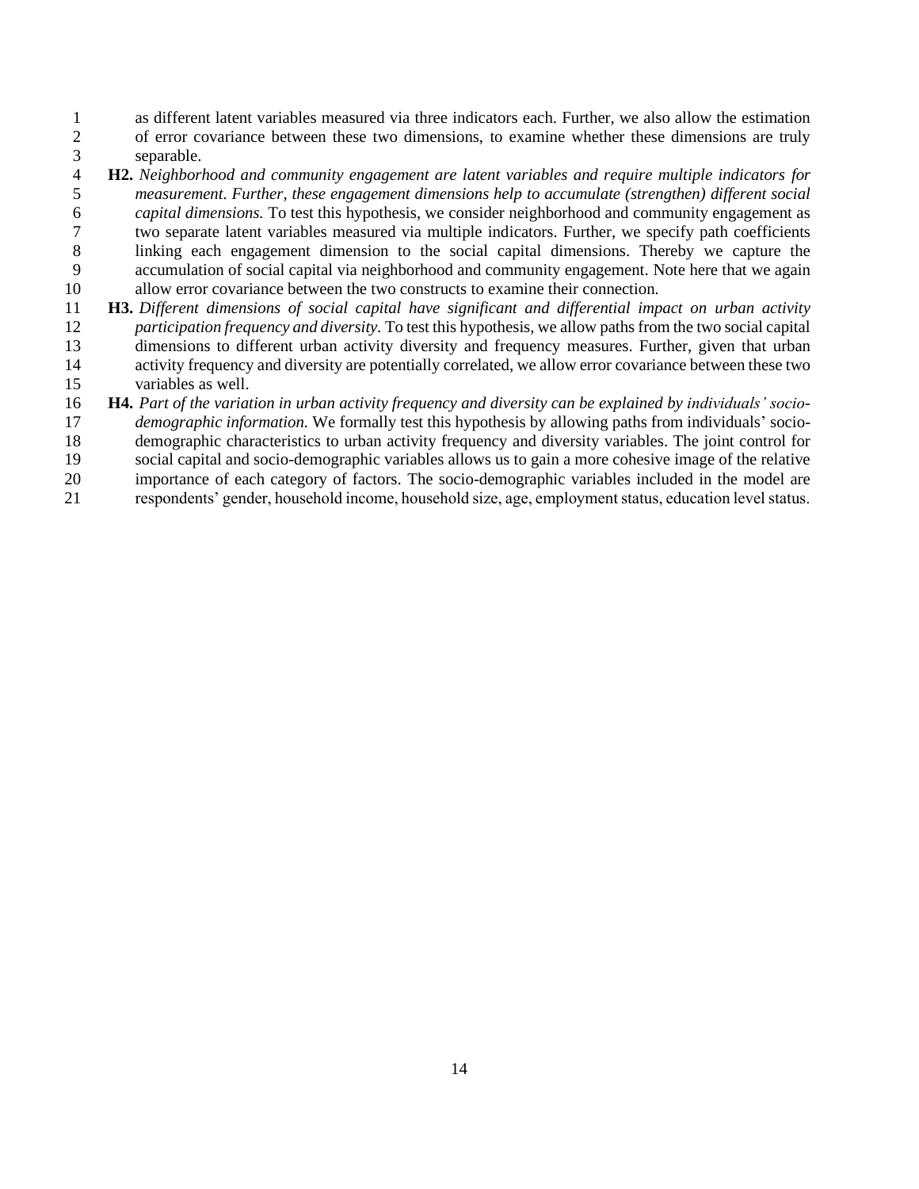as different latent variables measured via three indicators each. Further, we also allow the estimation of error covariance between these two dimensions, to examine whether these dimensions are truly separable.

**H2.** *Neighborhood and community engagement are latent variables and require multiple indicators for measurement. Further, these engagement dimensions help to accumulate (strengthen) different social capital dimensions.* To test this hypothesis, we consider neighborhood and community engagement as two separate latent variables measured via multiple indicators. Further, we specify path coefficients linking each engagement dimension to the social capital dimensions. Thereby we capture the accumulation of social capital via neighborhood and community engagement. Note here that we again allow error covariance between the two constructs to examine their connection.

**H3.** *Different dimensions of social capital have significant and differential impact on urban activity participation frequency and diversity*. To test this hypothesis, we allow paths from the two social capital dimensions to different urban activity diversity and frequency measures. Further, given that urban activity frequency and diversity are potentially correlated, we allow error covariance between these two variables as well.

**H4.** *Part of the variation in urban activity frequency and diversity can be explained by individuals' socio-demographic information.* We formally test this hypothesis by allowing paths from individuals' socio-demographic characteristics to urban activity frequency and diversity variables. The joint control for social capital and socio-demographic variables allows us to gain a more cohesive image of the relative importance of each category of factors. The socio-demographic variables included in the model are respondents' gender, household income, household size, age, employment status, education level status.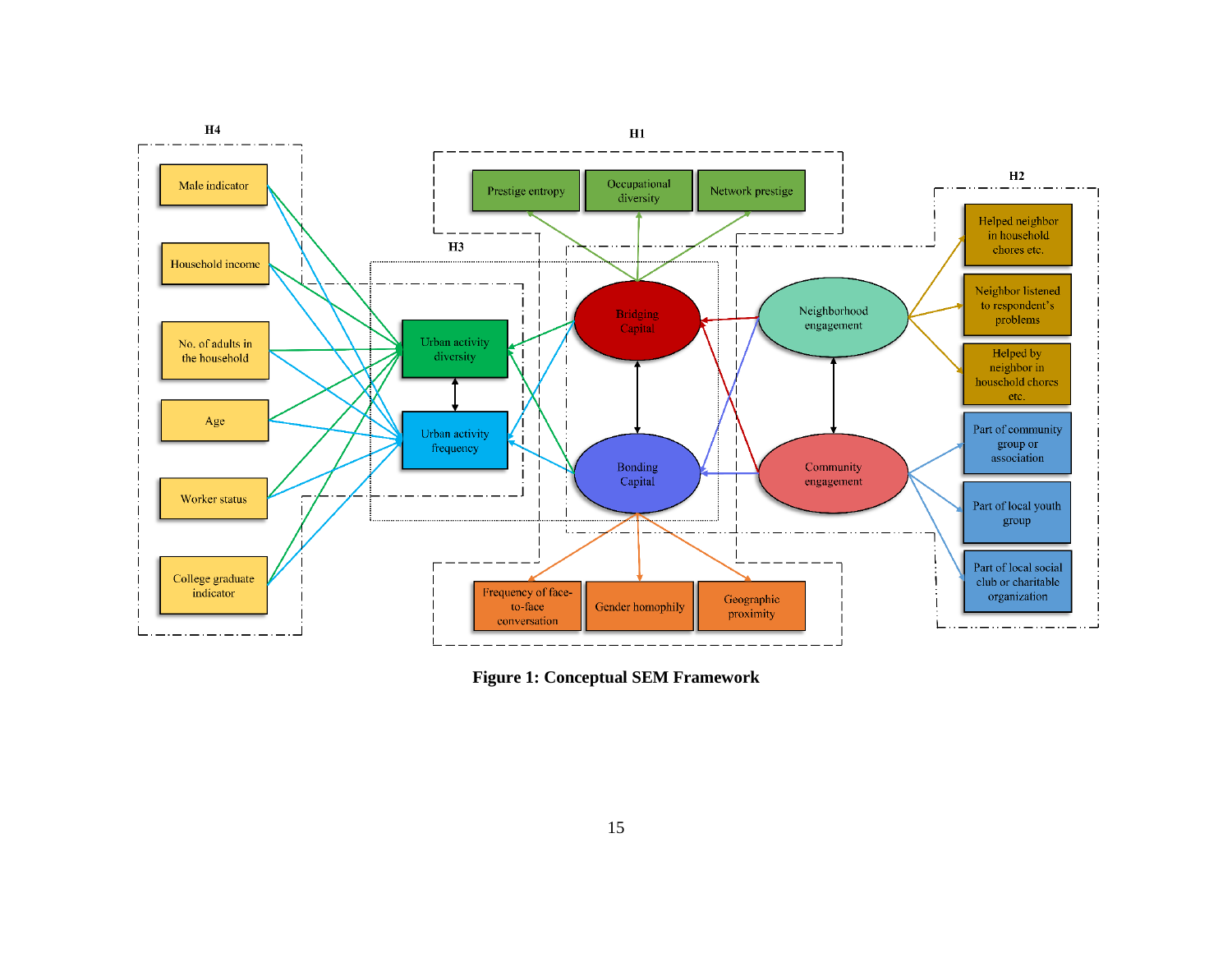**Figure 1: Conceptual SEM Framework**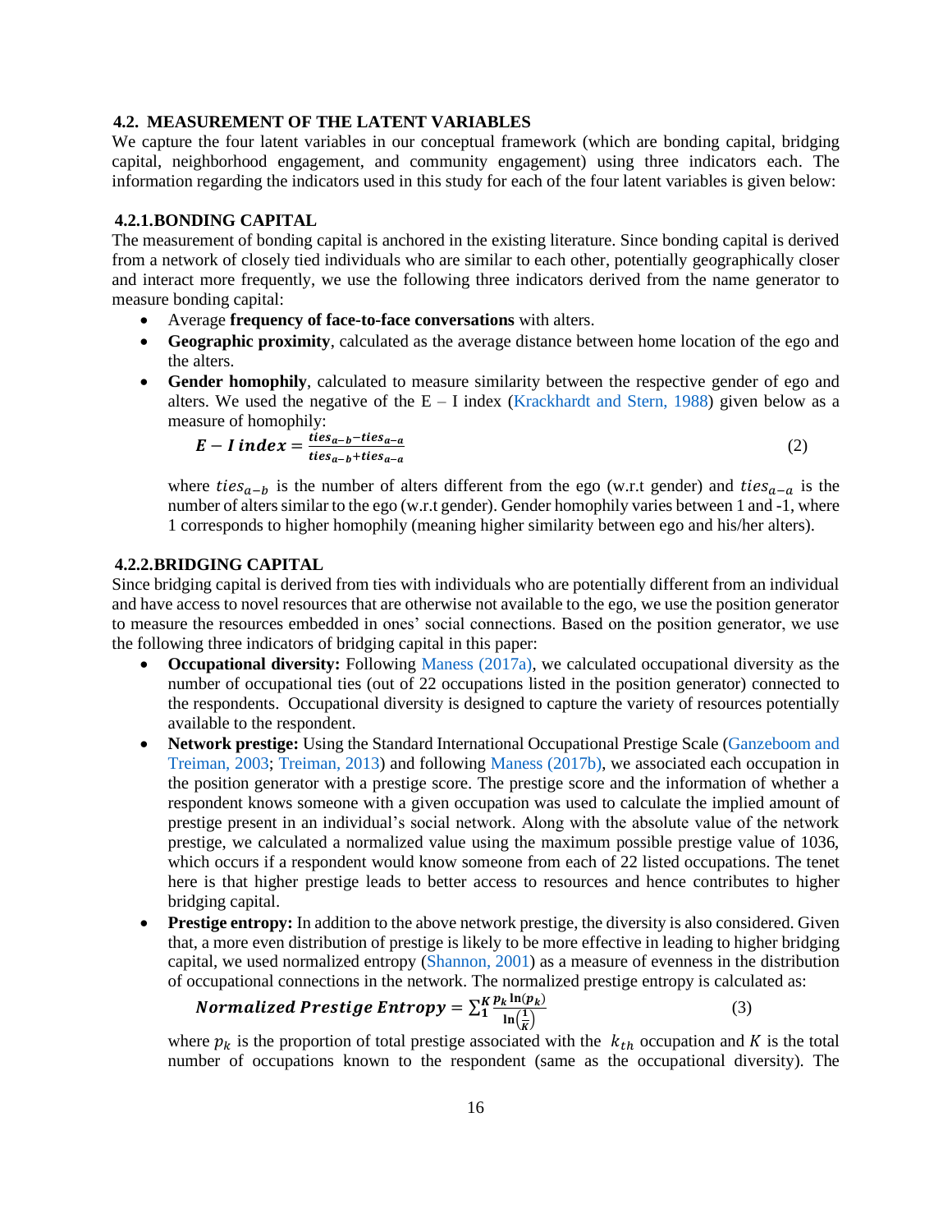### 4.2. MEASUREMENT OF THE LATENT VARIABLES

We capture the four latent variables in our conceptual framework (which are bonding capital, bridging capital, neighborhood engagement, and community engagement) using three indicators each. The information regarding the indicators used in this study for each of the four latent variables is given below:

#### 4.2.1. BONDING CAPITAL

The measurement of bonding capital is anchored in the existing literature. Since bonding capital is derived from a network of closely tied individuals who are similar to each other, potentially geographically closer and interact more frequently, we use the following three indicators derived from the name generator to measure bonding capital:

- Average **frequency of face-to-face conversations** with alters.
- **Geographic proximity**, calculated as the average distance between home location of the ego and the alters.
- **Gender homophily**, calculated to measure similarity between the respective gender of ego and alters. We used the negative of the E – I index (Krackhardt and Stern, 1988) given below as a measure of homophily:

$$\boldsymbol{E - I\ index} = \frac{ties_{a-b} - ties_{a-a}}{ties_{a-b} + ties_{a-a}} \tag{2}$$

  where $ties_{a-b}$ is the number of alters different from the ego (w.r.t gender) and $ties_{a-a}$ is the number of alters similar to the ego (w.r.t gender). Gender homophily varies between 1 and -1, where 1 corresponds to higher homophily (meaning higher similarity between ego and his/her alters).

#### 4.2.2. BRIDGING CAPITAL

Since bridging capital is derived from ties with individuals who are potentially different from an individual and have access to novel resources that are otherwise not available to the ego, we use the position generator to measure the resources embedded in ones' social connections. Based on the position generator, we use the following three indicators of bridging capital in this paper:

- **Occupational diversity:** Following Maness (2017a), we calculated occupational diversity as the number of occupational ties (out of 22 occupations listed in the position generator) connected to the respondents. Occupational diversity is designed to capture the variety of resources potentially available to the respondent.
- **Network prestige:** Using the Standard International Occupational Prestige Scale (Ganzeboom and Treiman, 2003; Treiman, 2013) and following Maness (2017b), we associated each occupation in the position generator with a prestige score. The prestige score and the information of whether a respondent knows someone with a given occupation was used to calculate the implied amount of prestige present in an individual's social network. Along with the absolute value of the network prestige, we calculated a normalized value using the maximum possible prestige value of 1036, which occurs if a respondent would know someone from each of 22 listed occupations. The tenet here is that higher prestige leads to better access to resources and hence contributes to higher bridging capital.
- **Prestige entropy:** In addition to the above network prestige, the diversity is also considered. Given that, a more even distribution of prestige is likely to be more effective in leading to higher bridging capital, we used normalized entropy (Shannon, 2001) as a measure of evenness in the distribution of occupational connections in the network. The normalized prestige entropy is calculated as:

$$\boldsymbol{Normalized\ Prestige\ Entropy} = \sum_{1}^{K} \frac{p_k \ln(p_k)}{\ln\left(\frac{1}{K}\right)} \tag{3}$$

  where $p_k$ is the proportion of total prestige associated with the $k_{th}$ occupation and $K$ is the total number of occupations known to the respondent (same as the occupational diversity). The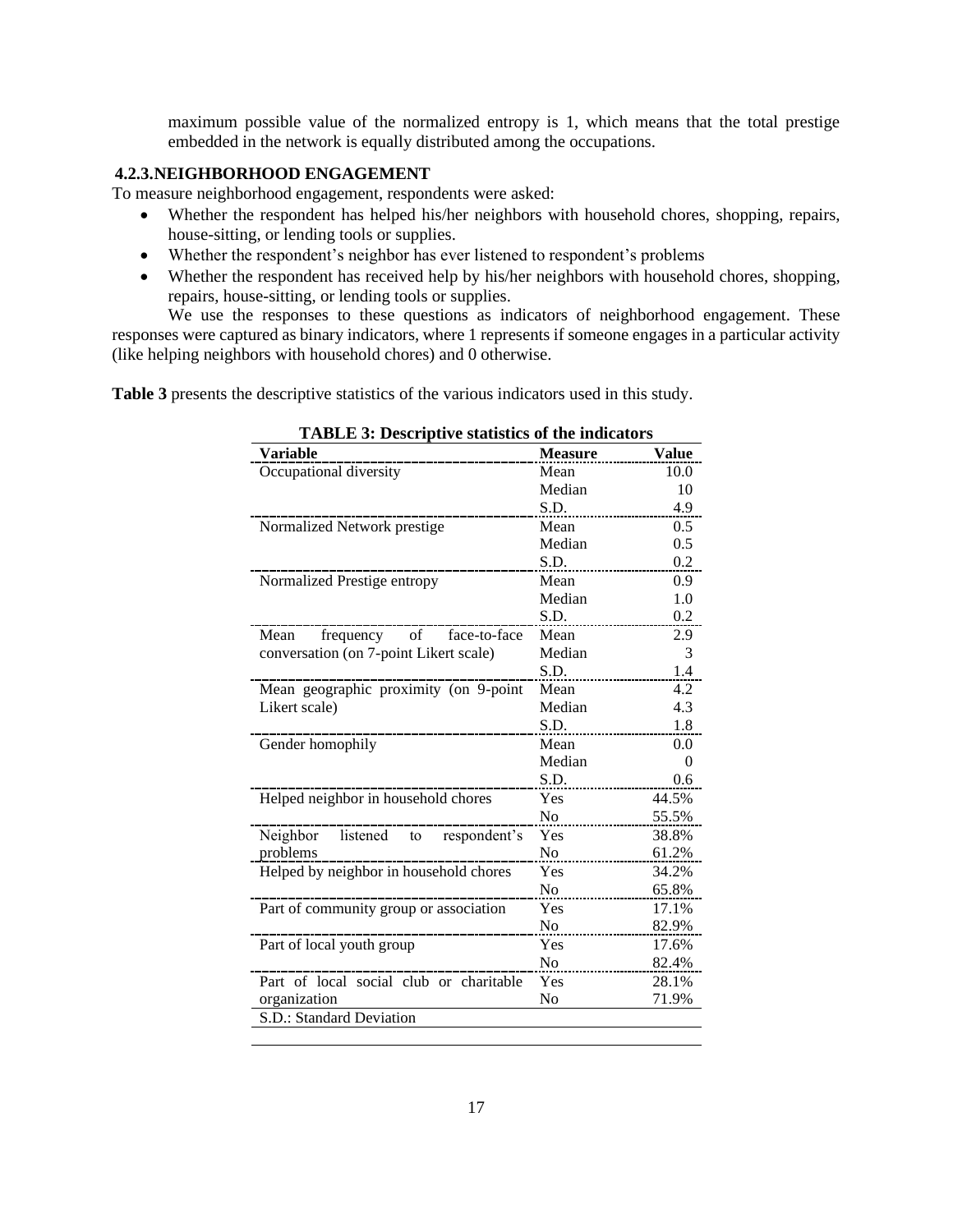maximum possible value of the normalized entropy is 1, which means that the total prestige embedded in the network is equally distributed among the occupations.

### 4.2.3. NEIGHBORHOOD ENGAGEMENT

To measure neighborhood engagement, respondents were asked:

- Whether the respondent has helped his/her neighbors with household chores, shopping, repairs, house-sitting, or lending tools or supplies.
- Whether the respondent's neighbor has ever listened to respondent's problems
- Whether the respondent has received help by his/her neighbors with household chores, shopping, repairs, house-sitting, or lending tools or supplies.

We use the responses to these questions as indicators of neighborhood engagement. These responses were captured as binary indicators, where 1 represents if someone engages in a particular activity (like helping neighbors with household chores) and 0 otherwise.

**Table 3** presents the descriptive statistics of the various indicators used in this study.

**TABLE 3: Descriptive statistics of the indicators**

| Variable | Measure | Value |
|---|---|---|
| Occupational diversity | Mean | 10.0 |
| | Median | 10 |
| | S.D. | 4.9 |
| Normalized Network prestige | Mean | 0.5 |
| | Median | 0.5 |
| | S.D. | 0.2 |
| Normalized Prestige entropy | Mean | 0.9 |
| | Median | 1.0 |
| | S.D. | 0.2 |
| Mean frequency of face-to-face conversation (on 7-point Likert scale) | Mean | 2.9 |
| | Median | 3 |
| | S.D. | 1.4 |
| Mean geographic proximity (on 9-point Likert scale) | Mean | 4.2 |
| | Median | 4.3 |
| | S.D. | 1.8 |
| Gender homophily | Mean | 0.0 |
| | Median | 0 |
| | S.D. | 0.6 |
| Helped neighbor in household chores | Yes | 44.5% |
| | No | 55.5% |
| Neighbor listened to respondent's problems | Yes | 38.8% |
| | No | 61.2% |
| Helped by neighbor in household chores | Yes | 34.2% |
| | No | 65.8% |
| Part of community group or association | Yes | 17.1% |
| | No | 82.9% |
| Part of local youth group | Yes | 17.6% |
| | No | 82.4% |
| Part of local social club or charitable organization | Yes | 28.1% |
| | No | 71.9% |

S.D.: Standard Deviation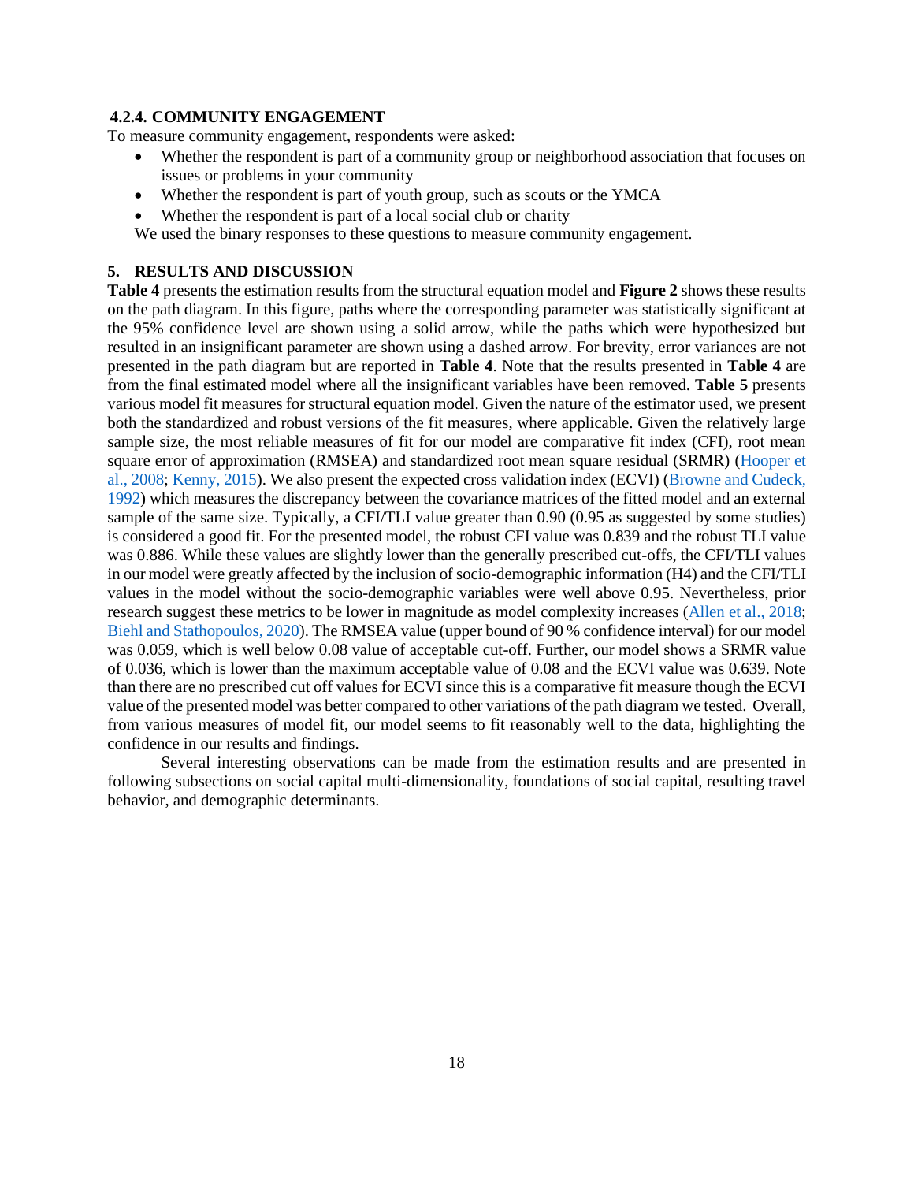#### 4.2.4. COMMUNITY ENGAGEMENT

To measure community engagement, respondents were asked:

- Whether the respondent is part of a community group or neighborhood association that focuses on issues or problems in your community
- Whether the respondent is part of youth group, such as scouts or the YMCA
- Whether the respondent is part of a local social club or charity

We used the binary responses to these questions to measure community engagement.

## 5. RESULTS AND DISCUSSION

**Table 4** presents the estimation results from the structural equation model and **Figure 2** shows these results on the path diagram. In this figure, paths where the corresponding parameter was statistically significant at the 95% confidence level are shown using a solid arrow, while the paths which were hypothesized but resulted in an insignificant parameter are shown using a dashed arrow. For brevity, error variances are not presented in the path diagram but are reported in **Table 4**. Note that the results presented in **Table 4** are from the final estimated model where all the insignificant variables have been removed. **Table 5** presents various model fit measures for structural equation model. Given the nature of the estimator used, we present both the standardized and robust versions of the fit measures, where applicable. Given the relatively large sample size, the most reliable measures of fit for our model are comparative fit index (CFI), root mean square error of approximation (RMSEA) and standardized root mean square residual (SRMR) (Hooper et al., 2008; Kenny, 2015). We also present the expected cross validation index (ECVI) (Browne and Cudeck, 1992) which measures the discrepancy between the covariance matrices of the fitted model and an external sample of the same size. Typically, a CFI/TLI value greater than 0.90 (0.95 as suggested by some studies) is considered a good fit. For the presented model, the robust CFI value was 0.839 and the robust TLI value was 0.886. While these values are slightly lower than the generally prescribed cut-offs, the CFI/TLI values in our model were greatly affected by the inclusion of socio-demographic information (H4) and the CFI/TLI values in the model without the socio-demographic variables were well above 0.95. Nevertheless, prior research suggest these metrics to be lower in magnitude as model complexity increases (Allen et al., 2018; Biehl and Stathopoulos, 2020). The RMSEA value (upper bound of 90 % confidence interval) for our model was 0.059, which is well below 0.08 value of acceptable cut-off. Further, our model shows a SRMR value of 0.036, which is lower than the maximum acceptable value of 0.08 and the ECVI value was 0.639. Note than there are no prescribed cut off values for ECVI since this is a comparative fit measure though the ECVI value of the presented model was better compared to other variations of the path diagram we tested. Overall, from various measures of model fit, our model seems to fit reasonably well to the data, highlighting the confidence in our results and findings.

Several interesting observations can be made from the estimation results and are presented in following subsections on social capital multi-dimensionality, foundations of social capital, resulting travel behavior, and demographic determinants.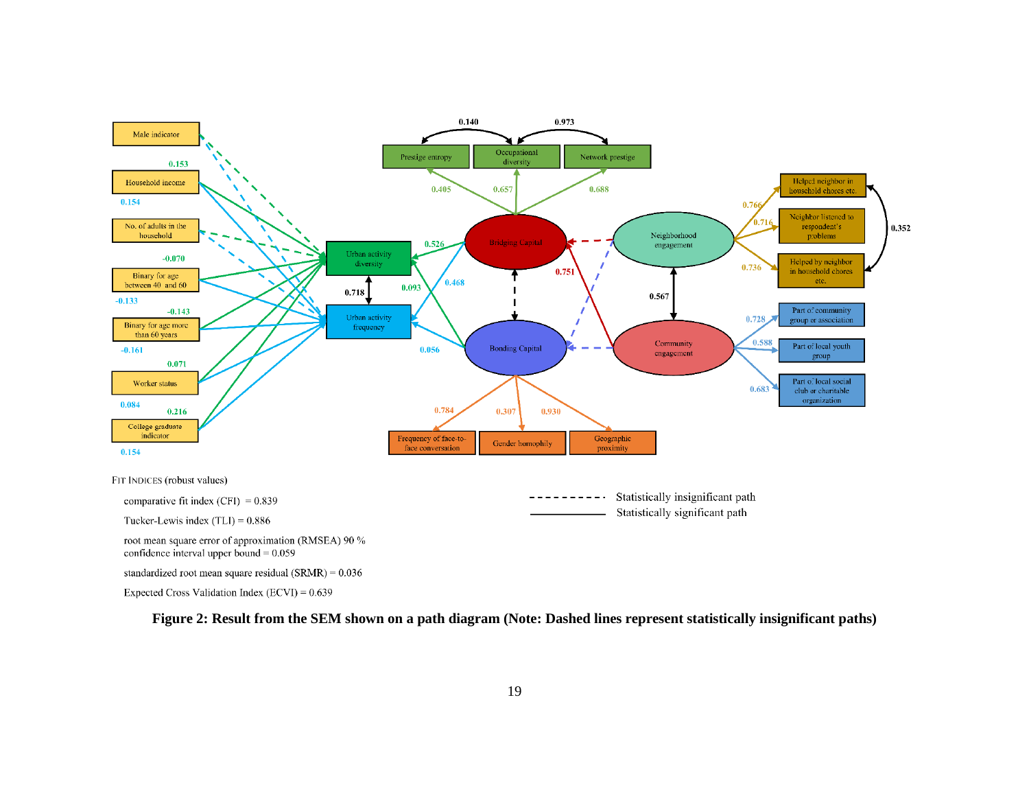Male indicator

Household income

No. of adults in the household

Binary for age between 40 and 60

Binary for age more than 60 years

Worker status

College graduate indicator

0.153

0.154

-0.070

-0.133

-0.143

-0.161

0.071

0.084

0.216

0.154

Urban activity diversity

Urban activity frequency

0.718

0.526

0.093

0.468

0.056

Prestige entropy

Occupational diversity

Network prestige

0.140

0.973

0.405

0.657

0.688

Bridging Capital

Bonding Capital

0.751

Frequency of face-to-face conversation

Gender homophily

Geographic proximity

0.784

0.307

0.930

Neighborhood engagement

Community engagement

0.567

Helped neighbor in household chores etc.

Neighbor listened to respondent's problems

Helped by neighbor in household chores etc.

0.766

0.716

0.736

0.352

Part of community group or association

Part of local youth group

Part of local social club or charitable organization

0.728

0.588

0.683

FIT INDICES (robust values)

comparative fit index (CFI) = 0.839

Tucker-Lewis index (TLI) = 0.886

root mean square error of approximation (RMSEA) 90 % confidence interval upper bound = 0.059

standardized root mean square residual (SRMR) = 0.036

Expected Cross Validation Index (ECVI) = 0.639

- - - - - - - - - Statistically insignificant path

———— Statistically significant path

**Figure 2: Result from the SEM shown on a path diagram (Note: Dashed lines represent statistically insignificant paths)**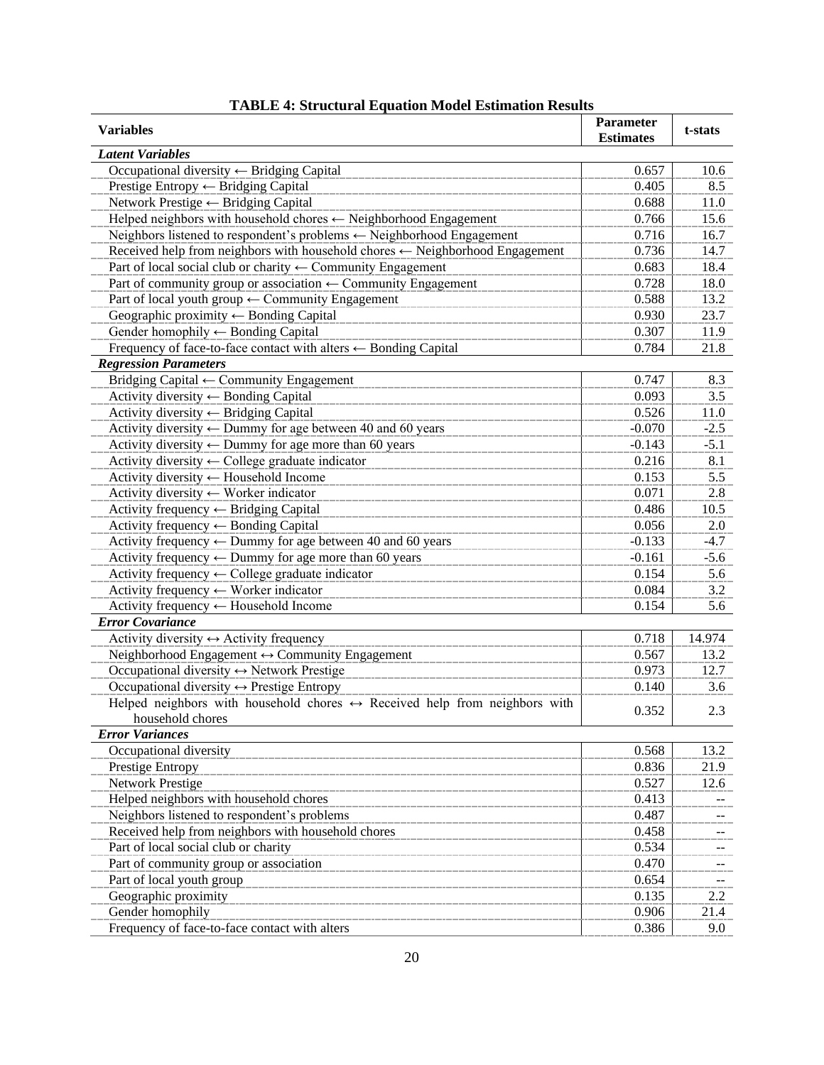**TABLE 4: Structural Equation Model Estimation Results**

| Variables | Parameter Estimates | t-stats |
|---|---|---|
| ***Latent Variables*** | | |
| Occupational diversity ← Bridging Capital | 0.657 | 10.6 |
| Prestige Entropy ← Bridging Capital | 0.405 | 8.5 |
| Network Prestige ← Bridging Capital | 0.688 | 11.0 |
| Helped neighbors with household chores ← Neighborhood Engagement | 0.766 | 15.6 |
| Neighbors listened to respondent's problems ← Neighborhood Engagement | 0.716 | 16.7 |
| Received help from neighbors with household chores ← Neighborhood Engagement | 0.736 | 14.7 |
| Part of local social club or charity ← Community Engagement | 0.683 | 18.4 |
| Part of community group or association ← Community Engagement | 0.728 | 18.0 |
| Part of local youth group ← Community Engagement | 0.588 | 13.2 |
| Geographic proximity ← Bonding Capital | 0.930 | 23.7 |
| Gender homophily ← Bonding Capital | 0.307 | 11.9 |
| Frequency of face-to-face contact with alters ← Bonding Capital | 0.784 | 21.8 |
| ***Regression Parameters*** | | |
| Bridging Capital ← Community Engagement | 0.747 | 8.3 |
| Activity diversity ← Bonding Capital | 0.093 | 3.5 |
| Activity diversity ← Bridging Capital | 0.526 | 11.0 |
| Activity diversity ← Dummy for age between 40 and 60 years | -0.070 | -2.5 |
| Activity diversity ← Dummy for age more than 60 years | -0.143 | -5.1 |
| Activity diversity ← College graduate indicator | 0.216 | 8.1 |
| Activity diversity ← Household Income | 0.153 | 5.5 |
| Activity diversity ← Worker indicator | 0.071 | 2.8 |
| Activity frequency ← Bridging Capital | 0.486 | 10.5 |
| Activity frequency ← Bonding Capital | 0.056 | 2.0 |
| Activity frequency ← Dummy for age between 40 and 60 years | -0.133 | -4.7 |
| Activity frequency ← Dummy for age more than 60 years | -0.161 | -5.6 |
| Activity frequency ← College graduate indicator | 0.154 | 5.6 |
| Activity frequency ← Worker indicator | 0.084 | 3.2 |
| Activity frequency ← Household Income | 0.154 | 5.6 |
| ***Error Covariance*** | | |
| Activity diversity ↔ Activity frequency | 0.718 | 14.974 |
| Neighborhood Engagement ↔ Community Engagement | 0.567 | 13.2 |
| Occupational diversity ↔ Network Prestige | 0.973 | 12.7 |
| Occupational diversity ↔ Prestige Entropy | 0.140 | 3.6 |
| Helped neighbors with household chores ↔ Received help from neighbors with household chores | 0.352 | 2.3 |
| ***Error Variances*** | | |
| Occupational diversity | 0.568 | 13.2 |
| Prestige Entropy | 0.836 | 21.9 |
| Network Prestige | 0.527 | 12.6 |
| Helped neighbors with household chores | 0.413 | -- |
| Neighbors listened to respondent's problems | 0.487 | -- |
| Received help from neighbors with household chores | 0.458 | -- |
| Part of local social club or charity | 0.534 | -- |
| Part of community group or association | 0.470 | -- |
| Part of local youth group | 0.654 | -- |
| Geographic proximity | 0.135 | 2.2 |
| Gender homophily | 0.906 | 21.4 |
| Frequency of face-to-face contact with alters | 0.386 | 9.0 |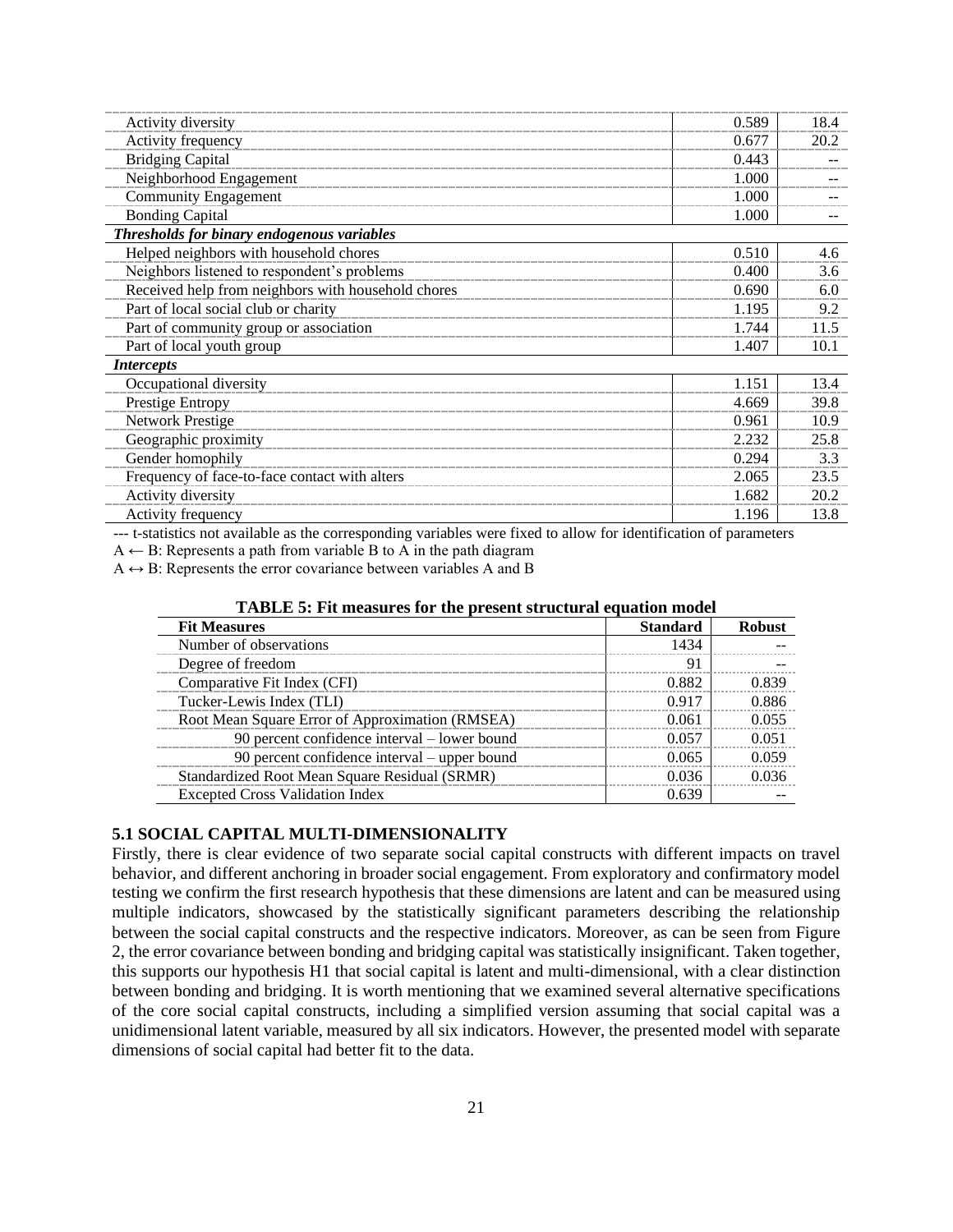| | | |
|---|---|---|
| Activity diversity | 0.589 | 18.4 |
| Activity frequency | 0.677 | 20.2 |
| Bridging Capital | 0.443 | -- |
| Neighborhood Engagement | 1.000 | -- |
| Community Engagement | 1.000 | -- |
| Bonding Capital | 1.000 | -- |
| ***Thresholds for binary endogenous variables*** | | |
| Helped neighbors with household chores | 0.510 | 4.6 |
| Neighbors listened to respondent's problems | 0.400 | 3.6 |
| Received help from neighbors with household chores | 0.690 | 6.0 |
| Part of local social club or charity | 1.195 | 9.2 |
| Part of community group or association | 1.744 | 11.5 |
| Part of local youth group | 1.407 | 10.1 |
| ***Intercepts*** | | |
| Occupational diversity | 1.151 | 13.4 |
| Prestige Entropy | 4.669 | 39.8 |
| Network Prestige | 0.961 | 10.9 |
| Geographic proximity | 2.232 | 25.8 |
| Gender homophily | 0.294 | 3.3 |
| Frequency of face-to-face contact with alters | 2.065 | 23.5 |
| Activity diversity | 1.682 | 20.2 |
| Activity frequency | 1.196 | 13.8 |

--- t-statistics not available as the corresponding variables were fixed to allow for identification of parameters

A ← B: Represents a path from variable B to A in the path diagram

A ↔ B: Represents the error covariance between variables A and B

**TABLE 5: Fit measures for the present structural equation model**

| Fit Measures | Standard | Robust |
|---|---|---|
| Number of observations | 1434 | -- |
| Degree of freedom | 91 | -- |
| Comparative Fit Index (CFI) | 0.882 | 0.839 |
| Tucker-Lewis Index (TLI) | 0.917 | 0.886 |
| Root Mean Square Error of Approximation (RMSEA) | 0.061 | 0.055 |
| 90 percent confidence interval – lower bound | 0.057 | 0.051 |
| 90 percent confidence interval – upper bound | 0.065 | 0.059 |
| Standardized Root Mean Square Residual (SRMR) | 0.036 | 0.036 |
| Excepted Cross Validation Index | 0.639 | -- |

### 5.1 SOCIAL CAPITAL MULTI-DIMENSIONALITY

Firstly, there is clear evidence of two separate social capital constructs with different impacts on travel behavior, and different anchoring in broader social engagement. From exploratory and confirmatory model testing we confirm the first research hypothesis that these dimensions are latent and can be measured using multiple indicators, showcased by the statistically significant parameters describing the relationship between the social capital constructs and the respective indicators. Moreover, as can be seen from Figure 2, the error covariance between bonding and bridging capital was statistically insignificant. Taken together, this supports our hypothesis H1 that social capital is latent and multi-dimensional, with a clear distinction between bonding and bridging. It is worth mentioning that we examined several alternative specifications of the core social capital constructs, including a simplified version assuming that social capital was a unidimensional latent variable, measured by all six indicators. However, the presented model with separate dimensions of social capital had better fit to the data.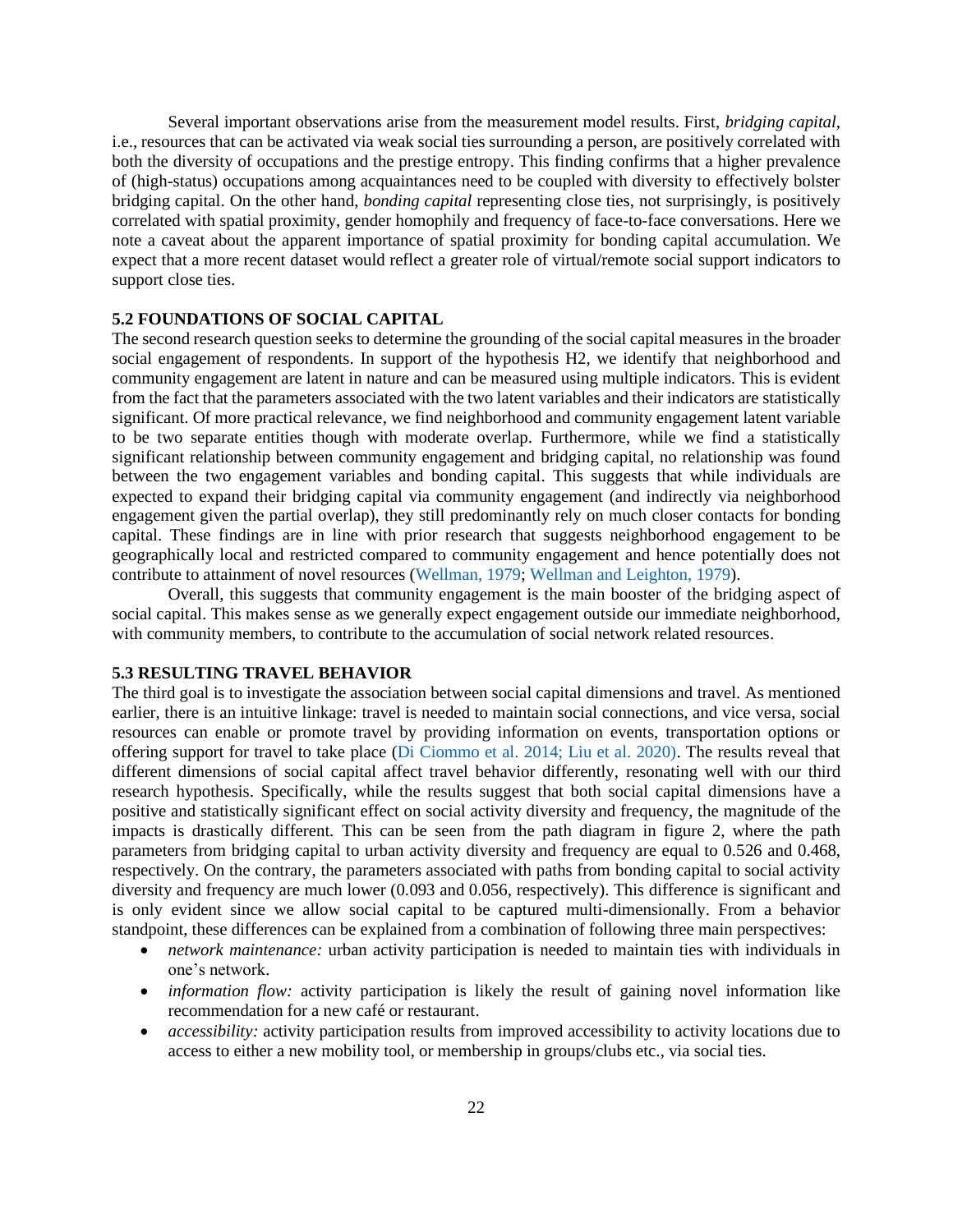Several important observations arise from the measurement model results. First, *bridging capital*, i.e., resources that can be activated via weak social ties surrounding a person, are positively correlated with both the diversity of occupations and the prestige entropy. This finding confirms that a higher prevalence of (high-status) occupations among acquaintances need to be coupled with diversity to effectively bolster bridging capital. On the other hand, *bonding capital* representing close ties, not surprisingly, is positively correlated with spatial proximity, gender homophily and frequency of face-to-face conversations. Here we note a caveat about the apparent importance of spatial proximity for bonding capital accumulation. We expect that a more recent dataset would reflect a greater role of virtual/remote social support indicators to support close ties.

### 5.2 FOUNDATIONS OF SOCIAL CAPITAL

The second research question seeks to determine the grounding of the social capital measures in the broader social engagement of respondents. In support of the hypothesis H2, we identify that neighborhood and community engagement are latent in nature and can be measured using multiple indicators. This is evident from the fact that the parameters associated with the two latent variables and their indicators are statistically significant. Of more practical relevance, we find neighborhood and community engagement latent variable to be two separate entities though with moderate overlap. Furthermore, while we find a statistically significant relationship between community engagement and bridging capital, no relationship was found between the two engagement variables and bonding capital. This suggests that while individuals are expected to expand their bridging capital via community engagement (and indirectly via neighborhood engagement given the partial overlap), they still predominantly rely on much closer contacts for bonding capital. These findings are in line with prior research that suggests neighborhood engagement to be geographically local and restricted compared to community engagement and hence potentially does not contribute to attainment of novel resources (Wellman, 1979; Wellman and Leighton, 1979).

Overall, this suggests that community engagement is the main booster of the bridging aspect of social capital. This makes sense as we generally expect engagement outside our immediate neighborhood, with community members, to contribute to the accumulation of social network related resources.

### 5.3 RESULTING TRAVEL BEHAVIOR

The third goal is to investigate the association between social capital dimensions and travel. As mentioned earlier, there is an intuitive linkage: travel is needed to maintain social connections, and vice versa, social resources can enable or promote travel by providing information on events, transportation options or offering support for travel to take place (Di Ciommo et al. 2014; Liu et al. 2020). The results reveal that different dimensions of social capital affect travel behavior differently, resonating well with our third research hypothesis. Specifically, while the results suggest that both social capital dimensions have a positive and statistically significant effect on social activity diversity and frequency, the magnitude of the impacts is drastically different. This can be seen from the path diagram in figure 2, where the path parameters from bridging capital to urban activity diversity and frequency are equal to 0.526 and 0.468, respectively. On the contrary, the parameters associated with paths from bonding capital to social activity diversity and frequency are much lower (0.093 and 0.056, respectively). This difference is significant and is only evident since we allow social capital to be captured multi-dimensionally. From a behavior standpoint, these differences can be explained from a combination of following three main perspectives:

- *network maintenance:* urban activity participation is needed to maintain ties with individuals in one's network.
- *information flow:* activity participation is likely the result of gaining novel information like recommendation for a new café or restaurant.
- *accessibility:* activity participation results from improved accessibility to activity locations due to access to either a new mobility tool, or membership in groups/clubs etc., via social ties.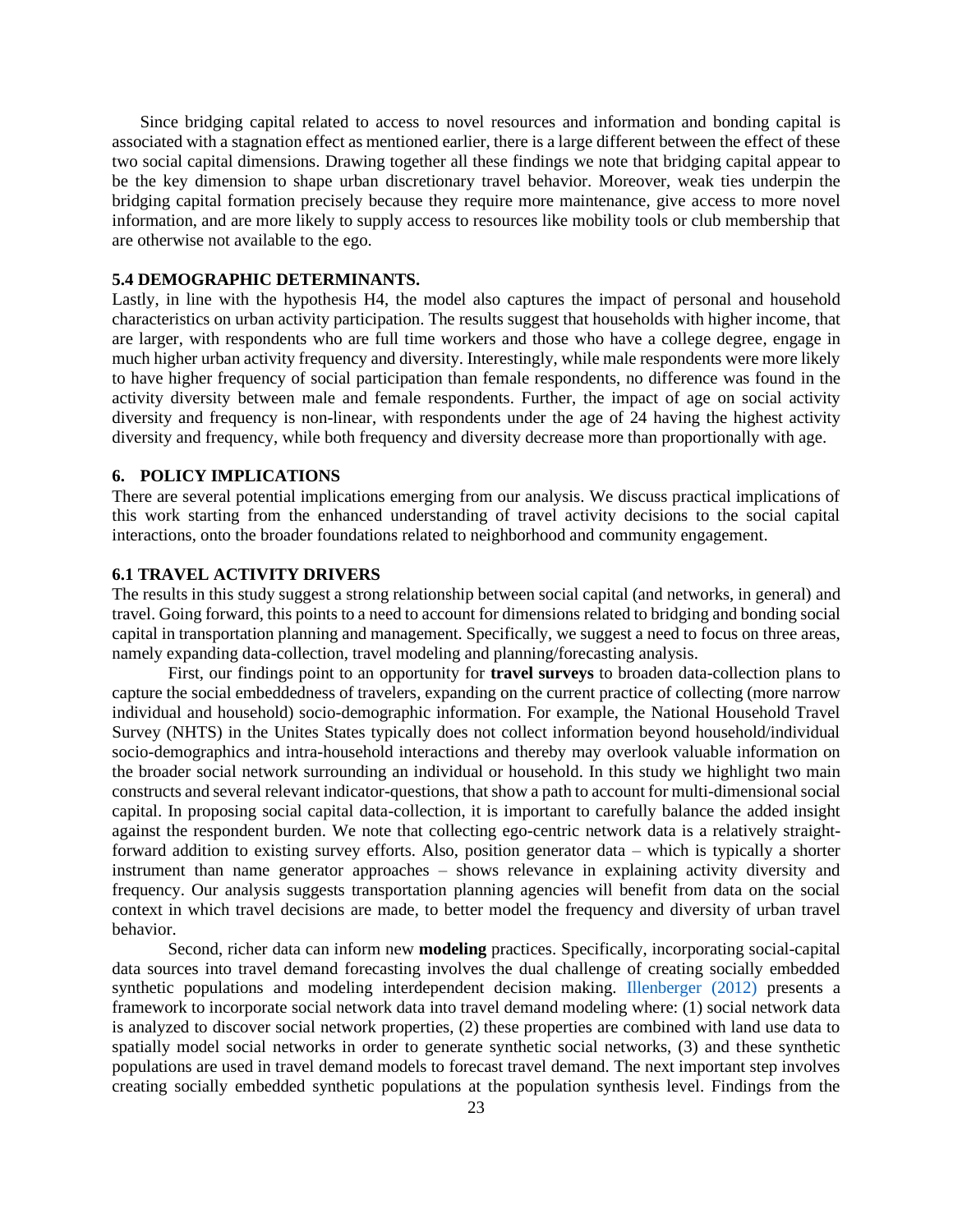Since bridging capital related to access to novel resources and information and bonding capital is associated with a stagnation effect as mentioned earlier, there is a large different between the effect of these two social capital dimensions. Drawing together all these findings we note that bridging capital appear to be the key dimension to shape urban discretionary travel behavior. Moreover, weak ties underpin the bridging capital formation precisely because they require more maintenance, give access to more novel information, and are more likely to supply access to resources like mobility tools or club membership that are otherwise not available to the ego.

### 5.4 DEMOGRAPHIC DETERMINANTS.

Lastly, in line with the hypothesis H4, the model also captures the impact of personal and household characteristics on urban activity participation. The results suggest that households with higher income, that are larger, with respondents who are full time workers and those who have a college degree, engage in much higher urban activity frequency and diversity. Interestingly, while male respondents were more likely to have higher frequency of social participation than female respondents, no difference was found in the activity diversity between male and female respondents. Further, the impact of age on social activity diversity and frequency is non-linear, with respondents under the age of 24 having the highest activity diversity and frequency, while both frequency and diversity decrease more than proportionally with age.

## 6. POLICY IMPLICATIONS

There are several potential implications emerging from our analysis. We discuss practical implications of this work starting from the enhanced understanding of travel activity decisions to the social capital interactions, onto the broader foundations related to neighborhood and community engagement.

### 6.1 TRAVEL ACTIVITY DRIVERS

The results in this study suggest a strong relationship between social capital (and networks, in general) and travel. Going forward, this points to a need to account for dimensions related to bridging and bonding social capital in transportation planning and management. Specifically, we suggest a need to focus on three areas, namely expanding data-collection, travel modeling and planning/forecasting analysis.

First, our findings point to an opportunity for **travel surveys** to broaden data-collection plans to capture the social embeddedness of travelers, expanding on the current practice of collecting (more narrow individual and household) socio-demographic information. For example, the National Household Travel Survey (NHTS) in the Unites States typically does not collect information beyond household/individual socio-demographics and intra-household interactions and thereby may overlook valuable information on the broader social network surrounding an individual or household. In this study we highlight two main constructs and several relevant indicator-questions, that show a path to account for multi-dimensional social capital. In proposing social capital data-collection, it is important to carefully balance the added insight against the respondent burden. We note that collecting ego-centric network data is a relatively straight-forward addition to existing survey efforts. Also, position generator data – which is typically a shorter instrument than name generator approaches – shows relevance in explaining activity diversity and frequency. Our analysis suggests transportation planning agencies will benefit from data on the social context in which travel decisions are made, to better model the frequency and diversity of urban travel behavior.

Second, richer data can inform new **modeling** practices. Specifically, incorporating social-capital data sources into travel demand forecasting involves the dual challenge of creating socially embedded synthetic populations and modeling interdependent decision making. Illenberger (2012) presents a framework to incorporate social network data into travel demand modeling where: (1) social network data is analyzed to discover social network properties, (2) these properties are combined with land use data to spatially model social networks in order to generate synthetic social networks, (3) and these synthetic populations are used in travel demand models to forecast travel demand. The next important step involves creating socially embedded synthetic populations at the population synthesis level. Findings from the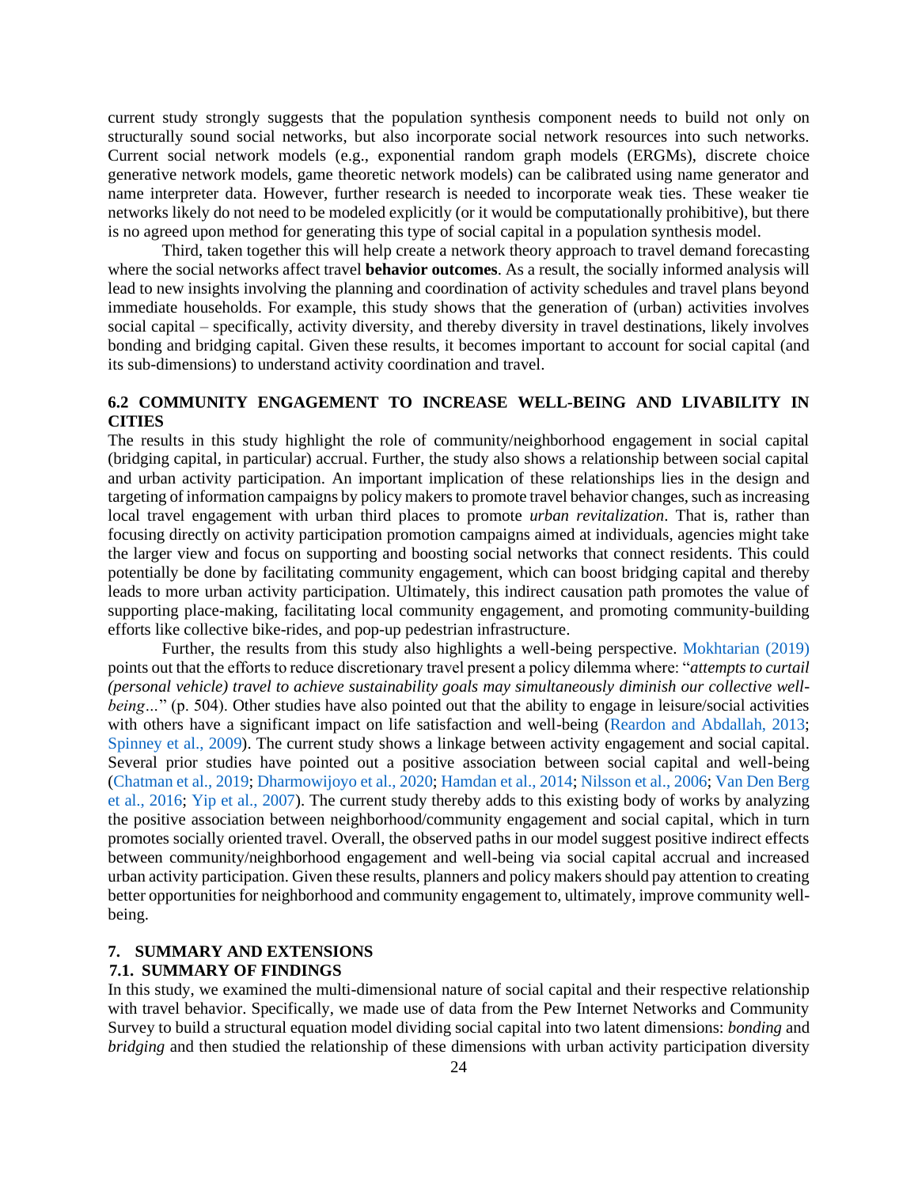current study strongly suggests that the population synthesis component needs to build not only on structurally sound social networks, but also incorporate social network resources into such networks. Current social network models (e.g., exponential random graph models (ERGMs), discrete choice generative network models, game theoretic network models) can be calibrated using name generator and name interpreter data. However, further research is needed to incorporate weak ties. These weaker tie networks likely do not need to be modeled explicitly (or it would be computationally prohibitive), but there is no agreed upon method for generating this type of social capital in a population synthesis model.

Third, taken together this will help create a network theory approach to travel demand forecasting where the social networks affect travel **behavior outcomes**. As a result, the socially informed analysis will lead to new insights involving the planning and coordination of activity schedules and travel plans beyond immediate households. For example, this study shows that the generation of (urban) activities involves social capital – specifically, activity diversity, and thereby diversity in travel destinations, likely involves bonding and bridging capital. Given these results, it becomes important to account for social capital (and its sub-dimensions) to understand activity coordination and travel.

### 6.2 COMMUNITY ENGAGEMENT TO INCREASE WELL-BEING AND LIVABILITY IN CITIES

The results in this study highlight the role of community/neighborhood engagement in social capital (bridging capital, in particular) accrual. Further, the study also shows a relationship between social capital and urban activity participation. An important implication of these relationships lies in the design and targeting of information campaigns by policy makers to promote travel behavior changes, such as increasing local travel engagement with urban third places to promote *urban revitalization*. That is, rather than focusing directly on activity participation promotion campaigns aimed at individuals, agencies might take the larger view and focus on supporting and boosting social networks that connect residents. This could potentially be done by facilitating community engagement, which can boost bridging capital and thereby leads to more urban activity participation. Ultimately, this indirect causation path promotes the value of supporting place-making, facilitating local community engagement, and promoting community-building efforts like collective bike-rides, and pop-up pedestrian infrastructure.

Further, the results from this study also highlights a well-being perspective. Mokhtarian (2019) points out that the efforts to reduce discretionary travel present a policy dilemma where: "*attempts to curtail (personal vehicle) travel to achieve sustainability goals may simultaneously diminish our collective well-being…*" (p. 504). Other studies have also pointed out that the ability to engage in leisure/social activities with others have a significant impact on life satisfaction and well-being (Reardon and Abdallah, 2013; Spinney et al., 2009). The current study shows a linkage between activity engagement and social capital. Several prior studies have pointed out a positive association between social capital and well-being (Chatman et al., 2019; Dharmowijoyo et al., 2020; Hamdan et al., 2014; Nilsson et al., 2006; Van Den Berg et al., 2016; Yip et al., 2007). The current study thereby adds to this existing body of works by analyzing the positive association between neighborhood/community engagement and social capital, which in turn promotes socially oriented travel. Overall, the observed paths in our model suggest positive indirect effects between community/neighborhood engagement and well-being via social capital accrual and increased urban activity participation. Given these results, planners and policy makers should pay attention to creating better opportunities for neighborhood and community engagement to, ultimately, improve community well-being.

## 7. SUMMARY AND EXTENSIONS

### 7.1. SUMMARY OF FINDINGS

In this study, we examined the multi-dimensional nature of social capital and their respective relationship with travel behavior. Specifically, we made use of data from the Pew Internet Networks and Community Survey to build a structural equation model dividing social capital into two latent dimensions: *bonding* and *bridging* and then studied the relationship of these dimensions with urban activity participation diversity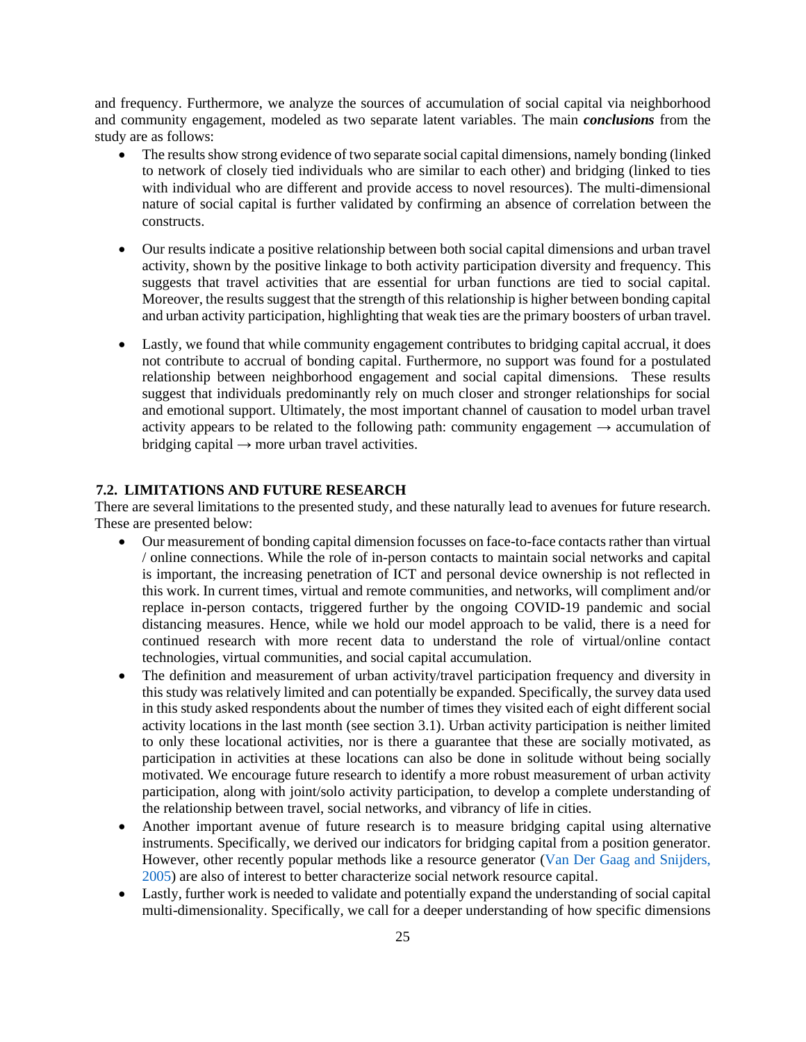and frequency. Furthermore, we analyze the sources of accumulation of social capital via neighborhood and community engagement, modeled as two separate latent variables. The main ***conclusions*** from the study are as follows:

- The results show strong evidence of two separate social capital dimensions, namely bonding (linked to network of closely tied individuals who are similar to each other) and bridging (linked to ties with individual who are different and provide access to novel resources). The multi-dimensional nature of social capital is further validated by confirming an absence of correlation between the constructs.

- Our results indicate a positive relationship between both social capital dimensions and urban travel activity, shown by the positive linkage to both activity participation diversity and frequency. This suggests that travel activities that are essential for urban functions are tied to social capital. Moreover, the results suggest that the strength of this relationship is higher between bonding capital and urban activity participation, highlighting that weak ties are the primary boosters of urban travel.

- Lastly, we found that while community engagement contributes to bridging capital accrual, it does not contribute to accrual of bonding capital. Furthermore, no support was found for a postulated relationship between neighborhood engagement and social capital dimensions. These results suggest that individuals predominantly rely on much closer and stronger relationships for social and emotional support. Ultimately, the most important channel of causation to model urban travel activity appears to be related to the following path: community engagement → accumulation of bridging capital → more urban travel activities.

### 7.2. LIMITATIONS AND FUTURE RESEARCH

There are several limitations to the presented study, and these naturally lead to avenues for future research. These are presented below:

- Our measurement of bonding capital dimension focusses on face-to-face contacts rather than virtual / online connections. While the role of in-person contacts to maintain social networks and capital is important, the increasing penetration of ICT and personal device ownership is not reflected in this work. In current times, virtual and remote communities, and networks, will compliment and/or replace in-person contacts, triggered further by the ongoing COVID-19 pandemic and social distancing measures. Hence, while we hold our model approach to be valid, there is a need for continued research with more recent data to understand the role of virtual/online contact technologies, virtual communities, and social capital accumulation.
- The definition and measurement of urban activity/travel participation frequency and diversity in this study was relatively limited and can potentially be expanded. Specifically, the survey data used in this study asked respondents about the number of times they visited each of eight different social activity locations in the last month (see section 3.1). Urban activity participation is neither limited to only these locational activities, nor is there a guarantee that these are socially motivated, as participation in activities at these locations can also be done in solitude without being socially motivated. We encourage future research to identify a more robust measurement of urban activity participation, along with joint/solo activity participation, to develop a complete understanding of the relationship between travel, social networks, and vibrancy of life in cities.
- Another important avenue of future research is to measure bridging capital using alternative instruments. Specifically, we derived our indicators for bridging capital from a position generator. However, other recently popular methods like a resource generator (Van Der Gaag and Snijders, 2005) are also of interest to better characterize social network resource capital.
- Lastly, further work is needed to validate and potentially expand the understanding of social capital multi-dimensionality. Specifically, we call for a deeper understanding of how specific dimensions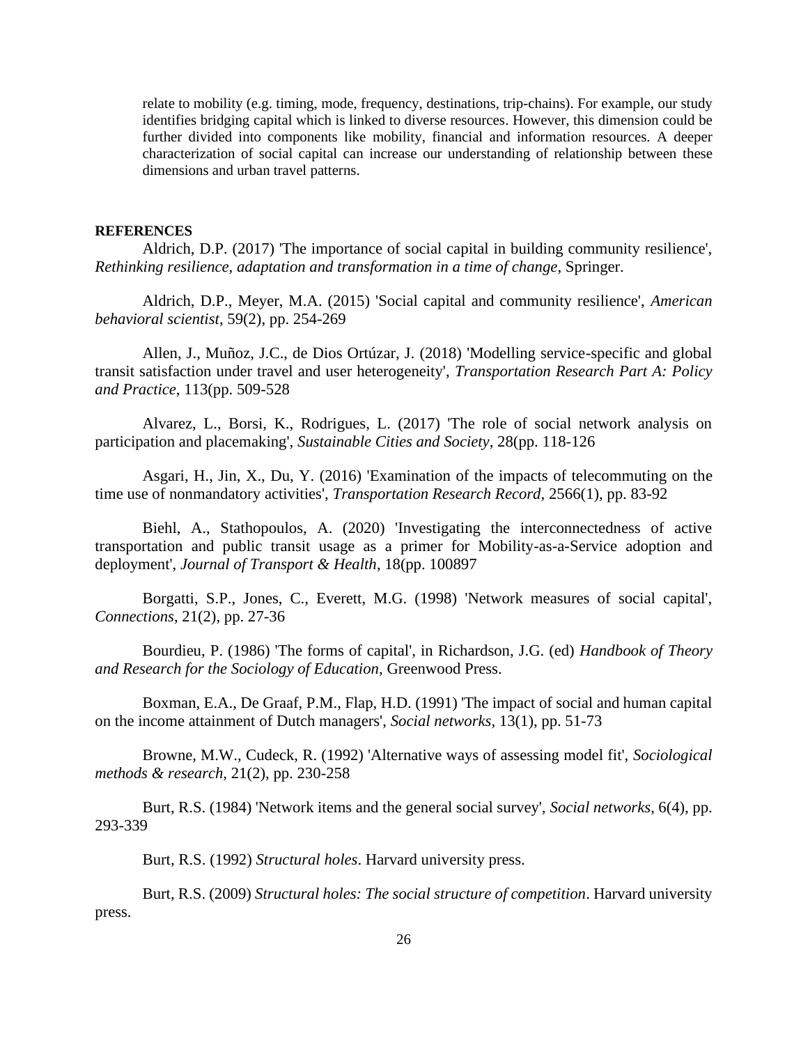relate to mobility (e.g. timing, mode, frequency, destinations, trip-chains). For example, our study identifies bridging capital which is linked to diverse resources. However, this dimension could be further divided into components like mobility, financial and information resources. A deeper characterization of social capital can increase our understanding of relationship between these dimensions and urban travel patterns.

**REFERENCES**

Aldrich, D.P. (2017) 'The importance of social capital in building community resilience', *Rethinking resilience, adaptation and transformation in a time of change*, Springer.

Aldrich, D.P., Meyer, M.A. (2015) 'Social capital and community resilience', *American behavioral scientist*, 59(2), pp. 254-269

Allen, J., Muñoz, J.C., de Dios Ortúzar, J. (2018) 'Modelling service-specific and global transit satisfaction under travel and user heterogeneity', *Transportation Research Part A: Policy and Practice*, 113(pp. 509-528

Alvarez, L., Borsi, K., Rodrigues, L. (2017) 'The role of social network analysis on participation and placemaking', *Sustainable Cities and Society*, 28(pp. 118-126

Asgari, H., Jin, X., Du, Y. (2016) 'Examination of the impacts of telecommuting on the time use of nonmandatory activities', *Transportation Research Record*, 2566(1), pp. 83-92

Biehl, A., Stathopoulos, A. (2020) 'Investigating the interconnectedness of active transportation and public transit usage as a primer for Mobility-as-a-Service adoption and deployment', *Journal of Transport & Health*, 18(pp. 100897

Borgatti, S.P., Jones, C., Everett, M.G. (1998) 'Network measures of social capital', *Connections*, 21(2), pp. 27-36

Bourdieu, P. (1986) 'The forms of capital', in Richardson, J.G. (ed) *Handbook of Theory and Research for the Sociology of Education*, Greenwood Press.

Boxman, E.A., De Graaf, P.M., Flap, H.D. (1991) 'The impact of social and human capital on the income attainment of Dutch managers', *Social networks*, 13(1), pp. 51-73

Browne, M.W., Cudeck, R. (1992) 'Alternative ways of assessing model fit', *Sociological methods & research*, 21(2), pp. 230-258

Burt, R.S. (1984) 'Network items and the general social survey', *Social networks*, 6(4), pp. 293-339

Burt, R.S. (1992) *Structural holes*. Harvard university press.

Burt, R.S. (2009) *Structural holes: The social structure of competition*. Harvard university press.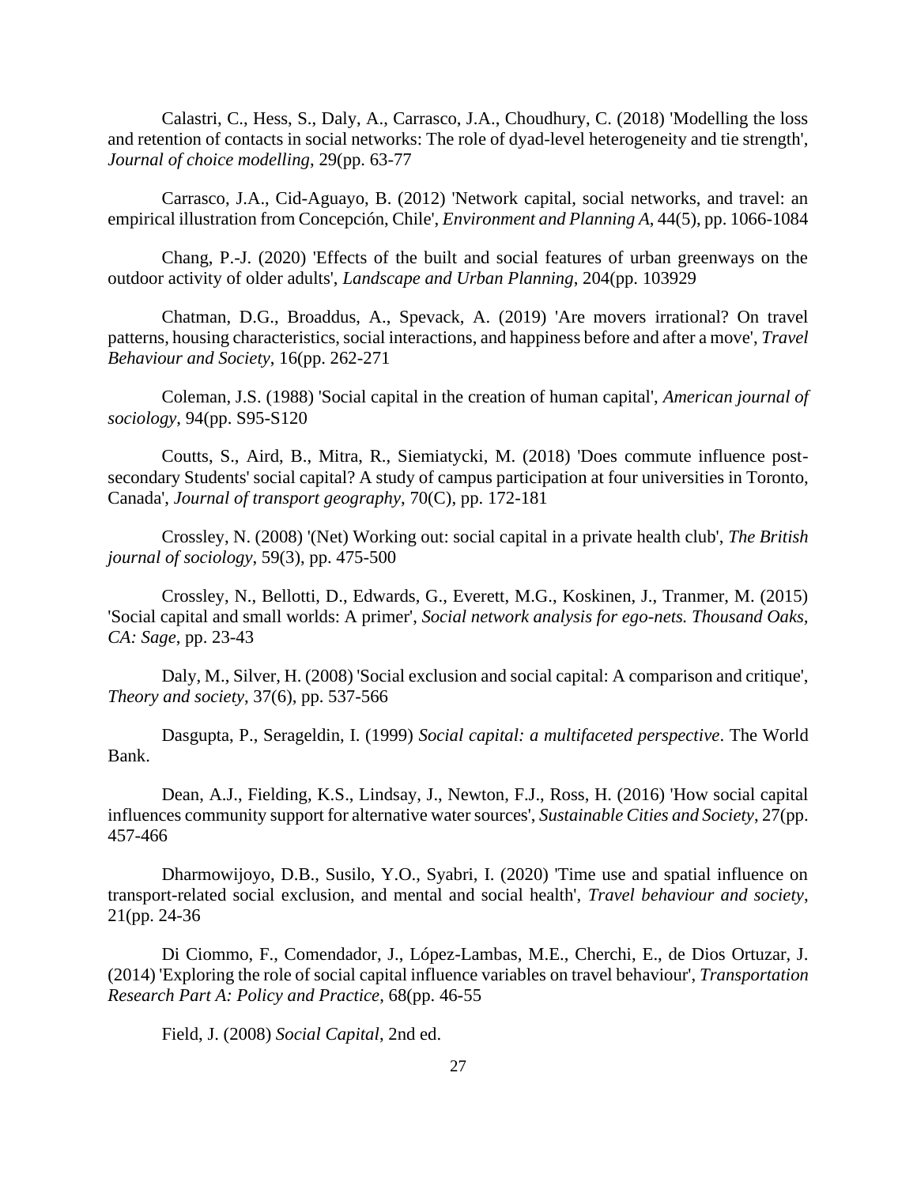Calastri, C., Hess, S., Daly, A., Carrasco, J.A., Choudhury, C. (2018) 'Modelling the loss and retention of contacts in social networks: The role of dyad-level heterogeneity and tie strength', *Journal of choice modelling*, 29(pp. 63-77

Carrasco, J.A., Cid-Aguayo, B. (2012) 'Network capital, social networks, and travel: an empirical illustration from Concepción, Chile', *Environment and Planning A*, 44(5), pp. 1066-1084

Chang, P.-J. (2020) 'Effects of the built and social features of urban greenways on the outdoor activity of older adults', *Landscape and Urban Planning*, 204(pp. 103929

Chatman, D.G., Broaddus, A., Spevack, A. (2019) 'Are movers irrational? On travel patterns, housing characteristics, social interactions, and happiness before and after a move', *Travel Behaviour and Society*, 16(pp. 262-271

Coleman, J.S. (1988) 'Social capital in the creation of human capital', *American journal of sociology*, 94(pp. S95-S120

Coutts, S., Aird, B., Mitra, R., Siemiatycki, M. (2018) 'Does commute influence post-secondary Students' social capital? A study of campus participation at four universities in Toronto, Canada', *Journal of transport geography*, 70(C), pp. 172-181

Crossley, N. (2008) '(Net) Working out: social capital in a private health club', *The British journal of sociology*, 59(3), pp. 475-500

Crossley, N., Bellotti, D., Edwards, G., Everett, M.G., Koskinen, J., Tranmer, M. (2015) 'Social capital and small worlds: A primer', *Social network analysis for ego-nets. Thousand Oaks, CA: Sage*, pp. 23-43

Daly, M., Silver, H. (2008) 'Social exclusion and social capital: A comparison and critique', *Theory and society*, 37(6), pp. 537-566

Dasgupta, P., Serageldin, I. (1999) *Social capital: a multifaceted perspective*. The World Bank.

Dean, A.J., Fielding, K.S., Lindsay, J., Newton, F.J., Ross, H. (2016) 'How social capital influences community support for alternative water sources', *Sustainable Cities and Society*, 27(pp. 457-466

Dharmowijoyo, D.B., Susilo, Y.O., Syabri, I. (2020) 'Time use and spatial influence on transport-related social exclusion, and mental and social health', *Travel behaviour and society*, 21(pp. 24-36

Di Ciommo, F., Comendador, J., López-Lambas, M.E., Cherchi, E., de Dios Ortuzar, J. (2014) 'Exploring the role of social capital influence variables on travel behaviour', *Transportation Research Part A: Policy and Practice*, 68(pp. 46-55

Field, J. (2008) *Social Capital*, 2nd ed.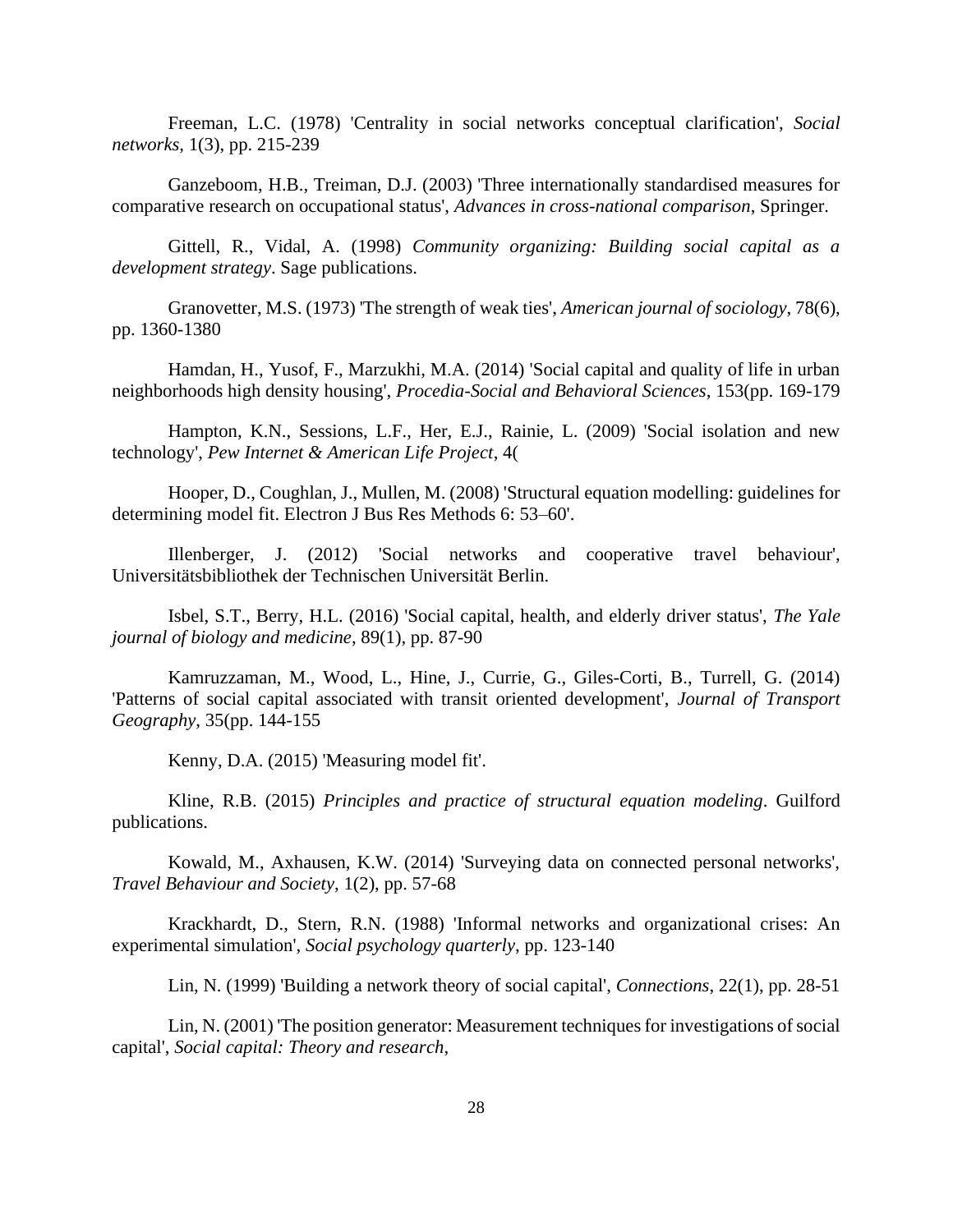Freeman, L.C. (1978) 'Centrality in social networks conceptual clarification', *Social networks*, 1(3), pp. 215-239

Ganzeboom, H.B., Treiman, D.J. (2003) 'Three internationally standardised measures for comparative research on occupational status', *Advances in cross-national comparison*, Springer.

Gittell, R., Vidal, A. (1998) *Community organizing: Building social capital as a development strategy*. Sage publications.

Granovetter, M.S. (1973) 'The strength of weak ties', *American journal of sociology*, 78(6), pp. 1360-1380

Hamdan, H., Yusof, F., Marzukhi, M.A. (2014) 'Social capital and quality of life in urban neighborhoods high density housing', *Procedia-Social and Behavioral Sciences*, 153(pp. 169-179

Hampton, K.N., Sessions, L.F., Her, E.J., Rainie, L. (2009) 'Social isolation and new technology', *Pew Internet & American Life Project*, 4(

Hooper, D., Coughlan, J., Mullen, M. (2008) 'Structural equation modelling: guidelines for determining model fit. Electron J Bus Res Methods 6: 53–60'.

Illenberger, J. (2012) 'Social networks and cooperative travel behaviour', Universitätsbibliothek der Technischen Universität Berlin.

Isbel, S.T., Berry, H.L. (2016) 'Social capital, health, and elderly driver status', *The Yale journal of biology and medicine*, 89(1), pp. 87-90

Kamruzzaman, M., Wood, L., Hine, J., Currie, G., Giles-Corti, B., Turrell, G. (2014) 'Patterns of social capital associated with transit oriented development', *Journal of Transport Geography*, 35(pp. 144-155

Kenny, D.A. (2015) 'Measuring model fit'.

Kline, R.B. (2015) *Principles and practice of structural equation modeling*. Guilford publications.

Kowald, M., Axhausen, K.W. (2014) 'Surveying data on connected personal networks', *Travel Behaviour and Society*, 1(2), pp. 57-68

Krackhardt, D., Stern, R.N. (1988) 'Informal networks and organizational crises: An experimental simulation', *Social psychology quarterly*, pp. 123-140

Lin, N. (1999) 'Building a network theory of social capital', *Connections*, 22(1), pp. 28-51

Lin, N. (2001) 'The position generator: Measurement techniques for investigations of social capital', *Social capital: Theory and research*,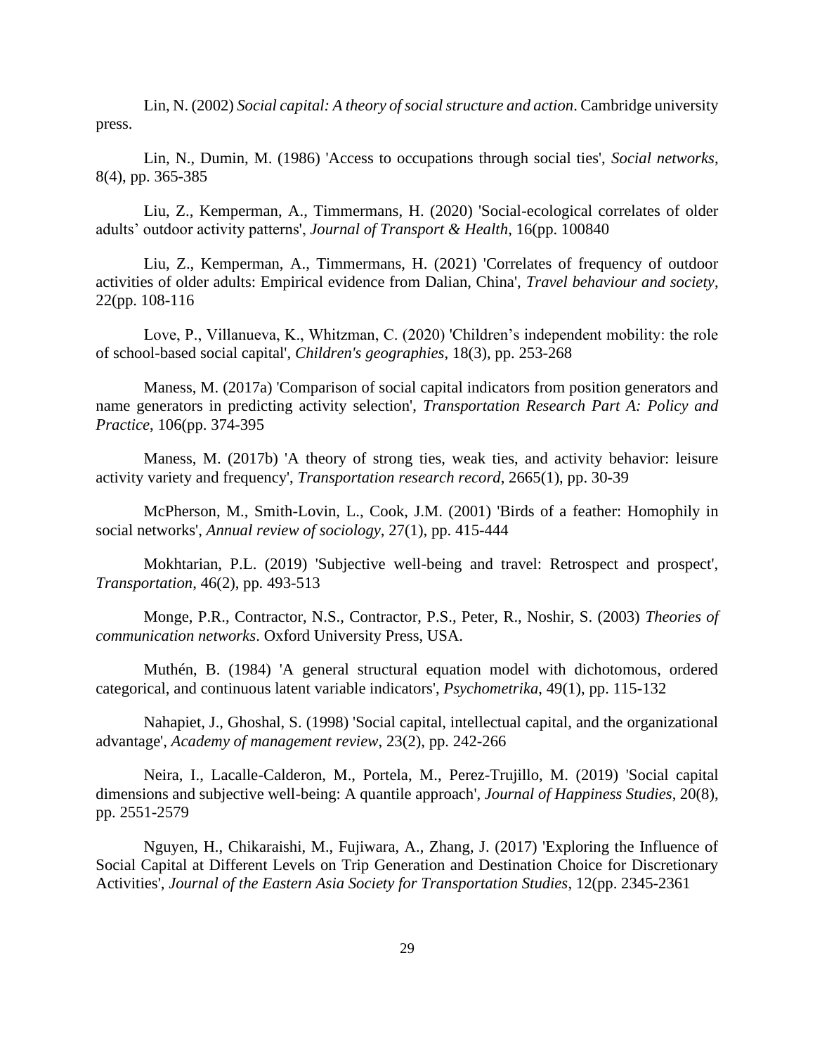Lin, N. (2002) *Social capital: A theory of social structure and action*. Cambridge university press.

Lin, N., Dumin, M. (1986) 'Access to occupations through social ties', *Social networks*, 8(4), pp. 365-385

Liu, Z., Kemperman, A., Timmermans, H. (2020) 'Social-ecological correlates of older adults' outdoor activity patterns', *Journal of Transport & Health*, 16(pp. 100840

Liu, Z., Kemperman, A., Timmermans, H. (2021) 'Correlates of frequency of outdoor activities of older adults: Empirical evidence from Dalian, China', *Travel behaviour and society*, 22(pp. 108-116

Love, P., Villanueva, K., Whitzman, C. (2020) 'Children's independent mobility: the role of school-based social capital', *Children's geographies*, 18(3), pp. 253-268

Maness, M. (2017a) 'Comparison of social capital indicators from position generators and name generators in predicting activity selection', *Transportation Research Part A: Policy and Practice*, 106(pp. 374-395

Maness, M. (2017b) 'A theory of strong ties, weak ties, and activity behavior: leisure activity variety and frequency', *Transportation research record*, 2665(1), pp. 30-39

McPherson, M., Smith-Lovin, L., Cook, J.M. (2001) 'Birds of a feather: Homophily in social networks', *Annual review of sociology*, 27(1), pp. 415-444

Mokhtarian, P.L. (2019) 'Subjective well-being and travel: Retrospect and prospect', *Transportation*, 46(2), pp. 493-513

Monge, P.R., Contractor, N.S., Contractor, P.S., Peter, R., Noshir, S. (2003) *Theories of communication networks*. Oxford University Press, USA.

Muthén, B. (1984) 'A general structural equation model with dichotomous, ordered categorical, and continuous latent variable indicators', *Psychometrika*, 49(1), pp. 115-132

Nahapiet, J., Ghoshal, S. (1998) 'Social capital, intellectual capital, and the organizational advantage', *Academy of management review*, 23(2), pp. 242-266

Neira, I., Lacalle-Calderon, M., Portela, M., Perez-Trujillo, M. (2019) 'Social capital dimensions and subjective well-being: A quantile approach', *Journal of Happiness Studies*, 20(8), pp. 2551-2579

Nguyen, H., Chikaraishi, M., Fujiwara, A., Zhang, J. (2017) 'Exploring the Influence of Social Capital at Different Levels on Trip Generation and Destination Choice for Discretionary Activities', *Journal of the Eastern Asia Society for Transportation Studies*, 12(pp. 2345-2361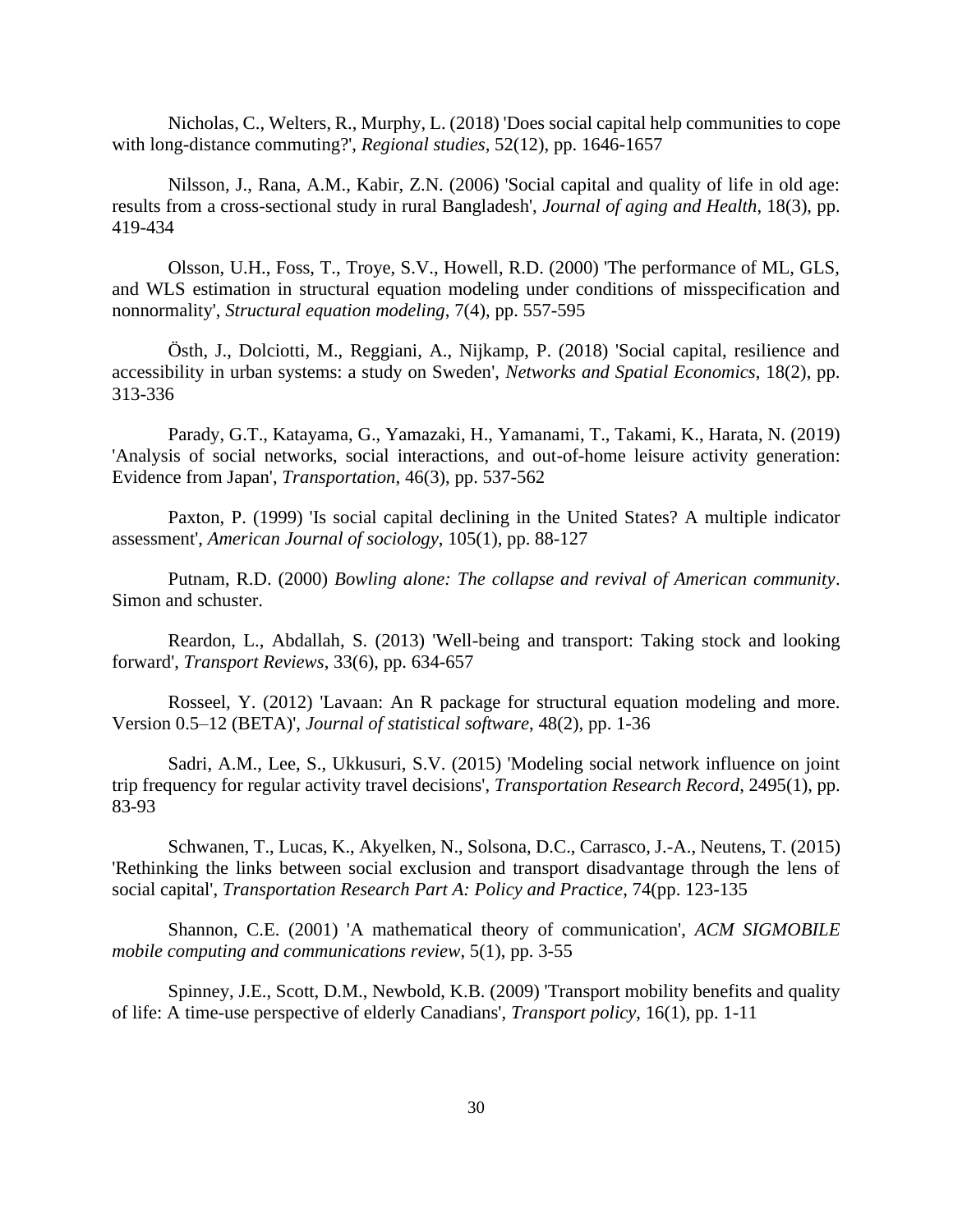Nicholas, C., Welters, R., Murphy, L. (2018) 'Does social capital help communities to cope with long-distance commuting?', *Regional studies*, 52(12), pp. 1646-1657

Nilsson, J., Rana, A.M., Kabir, Z.N. (2006) 'Social capital and quality of life in old age: results from a cross-sectional study in rural Bangladesh', *Journal of aging and Health*, 18(3), pp. 419-434

Olsson, U.H., Foss, T., Troye, S.V., Howell, R.D. (2000) 'The performance of ML, GLS, and WLS estimation in structural equation modeling under conditions of misspecification and nonnormality', *Structural equation modeling*, 7(4), pp. 557-595

Östh, J., Dolciotti, M., Reggiani, A., Nijkamp, P. (2018) 'Social capital, resilience and accessibility in urban systems: a study on Sweden', *Networks and Spatial Economics*, 18(2), pp. 313-336

Parady, G.T., Katayama, G., Yamazaki, H., Yamanami, T., Takami, K., Harata, N. (2019) 'Analysis of social networks, social interactions, and out-of-home leisure activity generation: Evidence from Japan', *Transportation*, 46(3), pp. 537-562

Paxton, P. (1999) 'Is social capital declining in the United States? A multiple indicator assessment', *American Journal of sociology*, 105(1), pp. 88-127

Putnam, R.D. (2000) *Bowling alone: The collapse and revival of American community*. Simon and schuster.

Reardon, L., Abdallah, S. (2013) 'Well-being and transport: Taking stock and looking forward', *Transport Reviews*, 33(6), pp. 634-657

Rosseel, Y. (2012) 'Lavaan: An R package for structural equation modeling and more. Version 0.5–12 (BETA)', *Journal of statistical software*, 48(2), pp. 1-36

Sadri, A.M., Lee, S., Ukkusuri, S.V. (2015) 'Modeling social network influence on joint trip frequency for regular activity travel decisions', *Transportation Research Record*, 2495(1), pp. 83-93

Schwanen, T., Lucas, K., Akyelken, N., Solsona, D.C., Carrasco, J.-A., Neutens, T. (2015) 'Rethinking the links between social exclusion and transport disadvantage through the lens of social capital', *Transportation Research Part A: Policy and Practice*, 74(pp. 123-135

Shannon, C.E. (2001) 'A mathematical theory of communication', *ACM SIGMOBILE mobile computing and communications review*, 5(1), pp. 3-55

Spinney, J.E., Scott, D.M., Newbold, K.B. (2009) 'Transport mobility benefits and quality of life: A time-use perspective of elderly Canadians', *Transport policy*, 16(1), pp. 1-11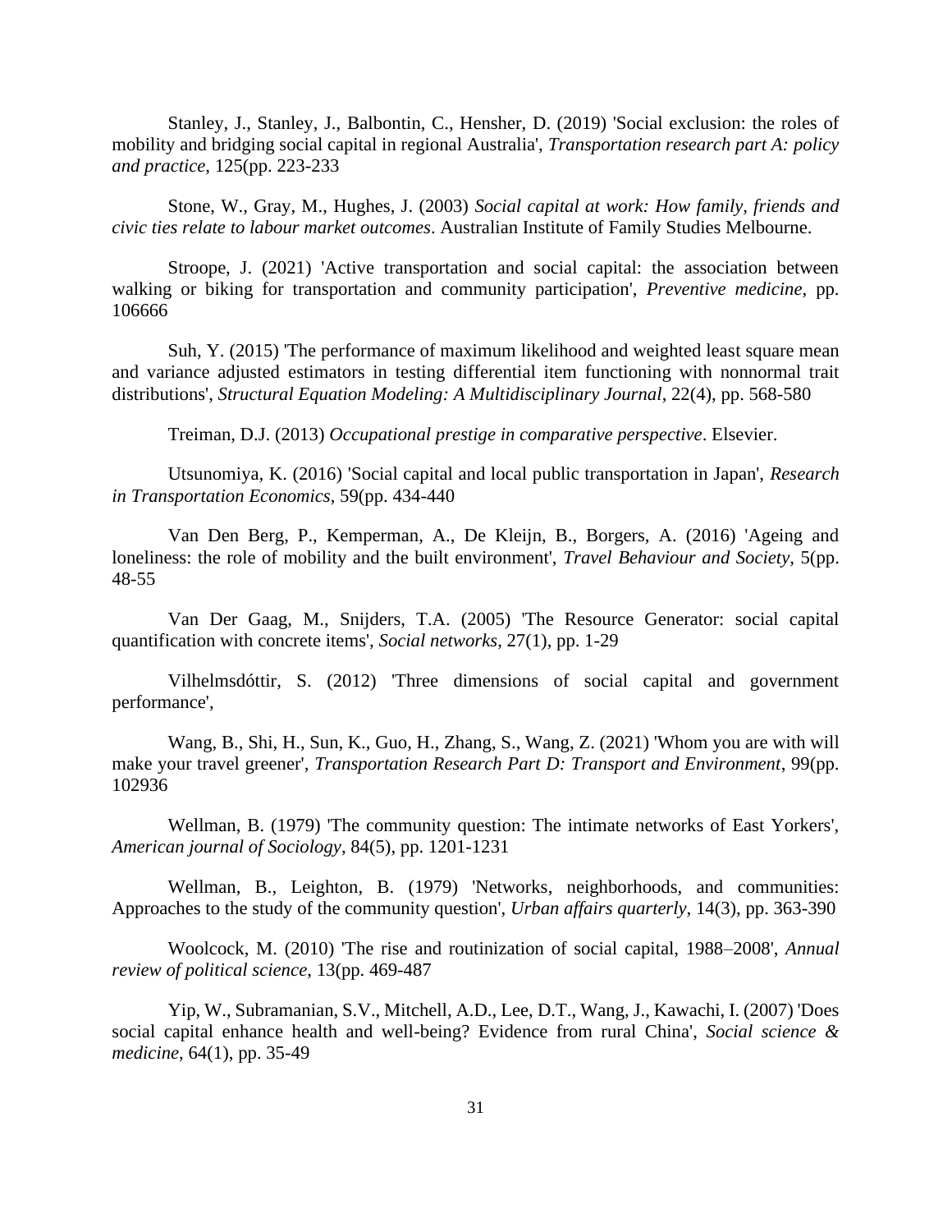Stanley, J., Stanley, J., Balbontin, C., Hensher, D. (2019) 'Social exclusion: the roles of mobility and bridging social capital in regional Australia', *Transportation research part A: policy and practice*, 125(pp. 223-233

Stone, W., Gray, M., Hughes, J. (2003) *Social capital at work: How family, friends and civic ties relate to labour market outcomes*. Australian Institute of Family Studies Melbourne.

Stroope, J. (2021) 'Active transportation and social capital: the association between walking or biking for transportation and community participation', *Preventive medicine*, pp. 106666

Suh, Y. (2015) 'The performance of maximum likelihood and weighted least square mean and variance adjusted estimators in testing differential item functioning with nonnormal trait distributions', *Structural Equation Modeling: A Multidisciplinary Journal*, 22(4), pp. 568-580

Treiman, D.J. (2013) *Occupational prestige in comparative perspective*. Elsevier.

Utsunomiya, K. (2016) 'Social capital and local public transportation in Japan', *Research in Transportation Economics*, 59(pp. 434-440

Van Den Berg, P., Kemperman, A., De Kleijn, B., Borgers, A. (2016) 'Ageing and loneliness: the role of mobility and the built environment', *Travel Behaviour and Society*, 5(pp. 48-55

Van Der Gaag, M., Snijders, T.A. (2005) 'The Resource Generator: social capital quantification with concrete items', *Social networks*, 27(1), pp. 1-29

Vilhelmsdóttir, S. (2012) 'Three dimensions of social capital and government performance',

Wang, B., Shi, H., Sun, K., Guo, H., Zhang, S., Wang, Z. (2021) 'Whom you are with will make your travel greener', *Transportation Research Part D: Transport and Environment*, 99(pp. 102936

Wellman, B. (1979) 'The community question: The intimate networks of East Yorkers', *American journal of Sociology*, 84(5), pp. 1201-1231

Wellman, B., Leighton, B. (1979) 'Networks, neighborhoods, and communities: Approaches to the study of the community question', *Urban affairs quarterly*, 14(3), pp. 363-390

Woolcock, M. (2010) 'The rise and routinization of social capital, 1988–2008', *Annual review of political science*, 13(pp. 469-487

Yip, W., Subramanian, S.V., Mitchell, A.D., Lee, D.T., Wang, J., Kawachi, I. (2007) 'Does social capital enhance health and well-being? Evidence from rural China', *Social science & medicine*, 64(1), pp. 35-49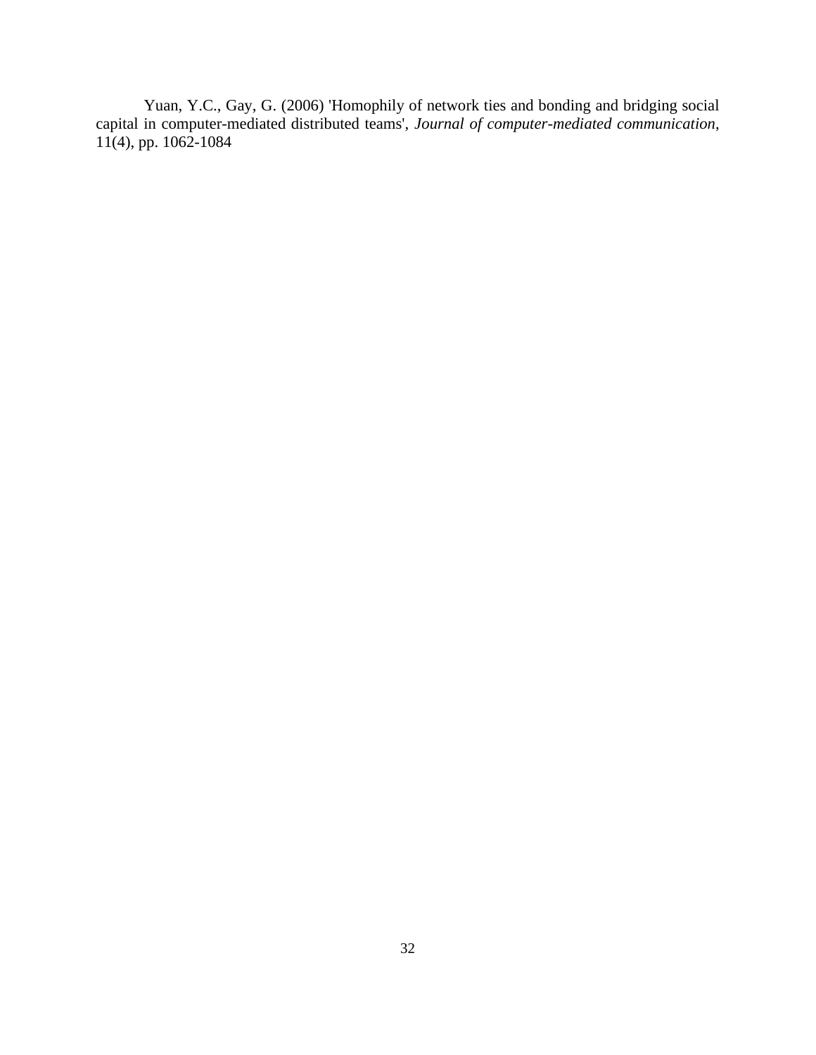Yuan, Y.C., Gay, G. (2006) 'Homophily of network ties and bonding and bridging social capital in computer-mediated distributed teams', *Journal of computer-mediated communication*, 11(4), pp. 1062-1084